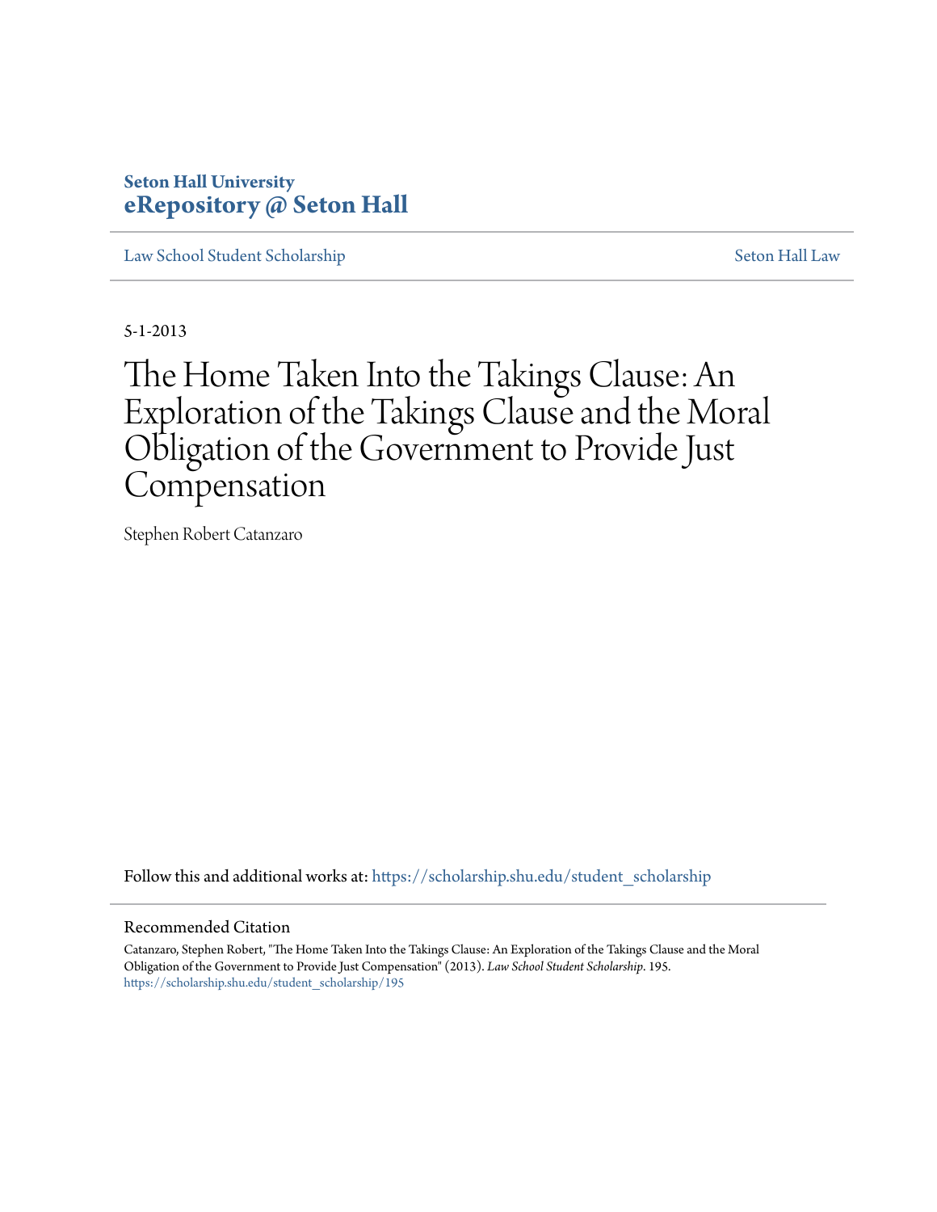**Seton Hall University**
**eRepository @ Seton Hall**

Law School Student Scholarship | Seton Hall Law

5-1-2013

# The Home Taken Into the Takings Clause: An Exploration of the Takings Clause and the Moral Obligation of the Government to Provide Just Compensation

Stephen Robert Catanzaro

Follow this and additional works at: https://scholarship.shu.edu/student_scholarship

## Recommended Citation

Catanzaro, Stephen Robert, "The Home Taken Into the Takings Clause: An Exploration of the Takings Clause and the Moral Obligation of the Government to Provide Just Compensation" (2013). *Law School Student Scholarship*. 195.
https://scholarship.shu.edu/student_scholarship/195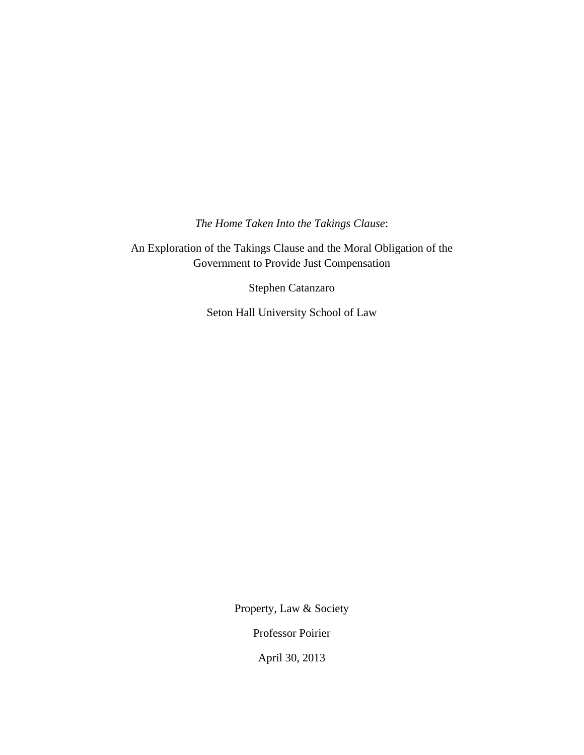*The Home Taken Into the Takings Clause*:

An Exploration of the Takings Clause and the Moral Obligation of the Government to Provide Just Compensation

Stephen Catanzaro

Seton Hall University School of Law

Property, Law & Society

Professor Poirier

April 30, 2013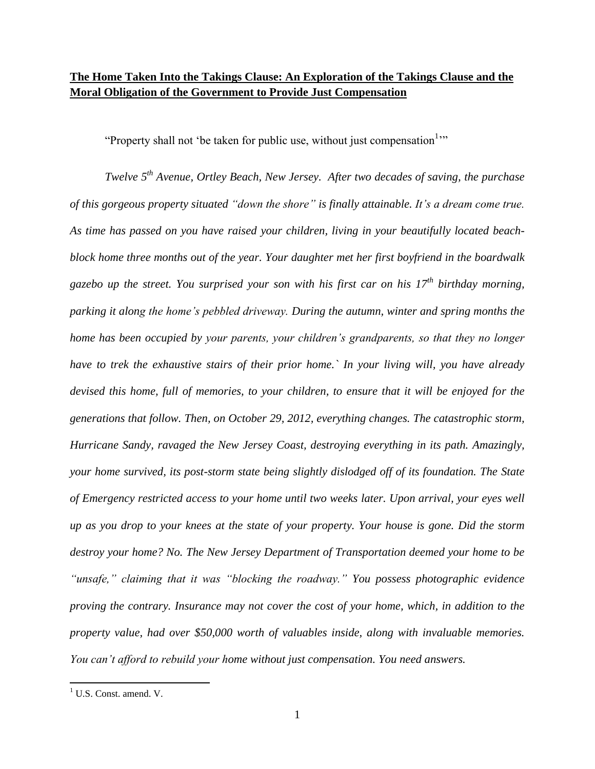**The Home Taken Into the Takings Clause: An Exploration of the Takings Clause and the Moral Obligation of the Government to Provide Just Compensation**

"Property shall not 'be taken for public use, without just compensation[1]'"

*Twelve 5th Avenue, Ortley Beach, New Jersey. After two decades of saving, the purchase of this gorgeous property situated "down the shore" is finally attainable. It's a dream come true. As time has passed on you have raised your children, living in your beautifully located beach-block home three months out of the year. Your daughter met her first boyfriend in the boardwalk gazebo up the street. You surprised your son with his first car on his 17th birthday morning, parking it along the home's pebbled driveway. During the autumn, winter and spring months the home has been occupied by your parents, your children's grandparents, so that they no longer have to trek the exhaustive stairs of their prior home.` In your living will, you have already devised this home, full of memories, to your children, to ensure that it will be enjoyed for the generations that follow. Then, on October 29, 2012, everything changes. The catastrophic storm, Hurricane Sandy, ravaged the New Jersey Coast, destroying everything in its path. Amazingly, your home survived, its post-storm state being slightly dislodged off of its foundation. The State of Emergency restricted access to your home until two weeks later. Upon arrival, your eyes well up as you drop to your knees at the state of your property. Your house is gone. Did the storm destroy your home? No. The New Jersey Department of Transportation deemed your home to be "unsafe," claiming that it was "blocking the roadway." You possess photographic evidence proving the contrary. Insurance may not cover the cost of your home, which, in addition to the property value, had over $50,000 worth of valuables inside, along with invaluable memories. You can't afford to rebuild your home without just compensation. You need answers.*

[1] U.S. Const. amend. V.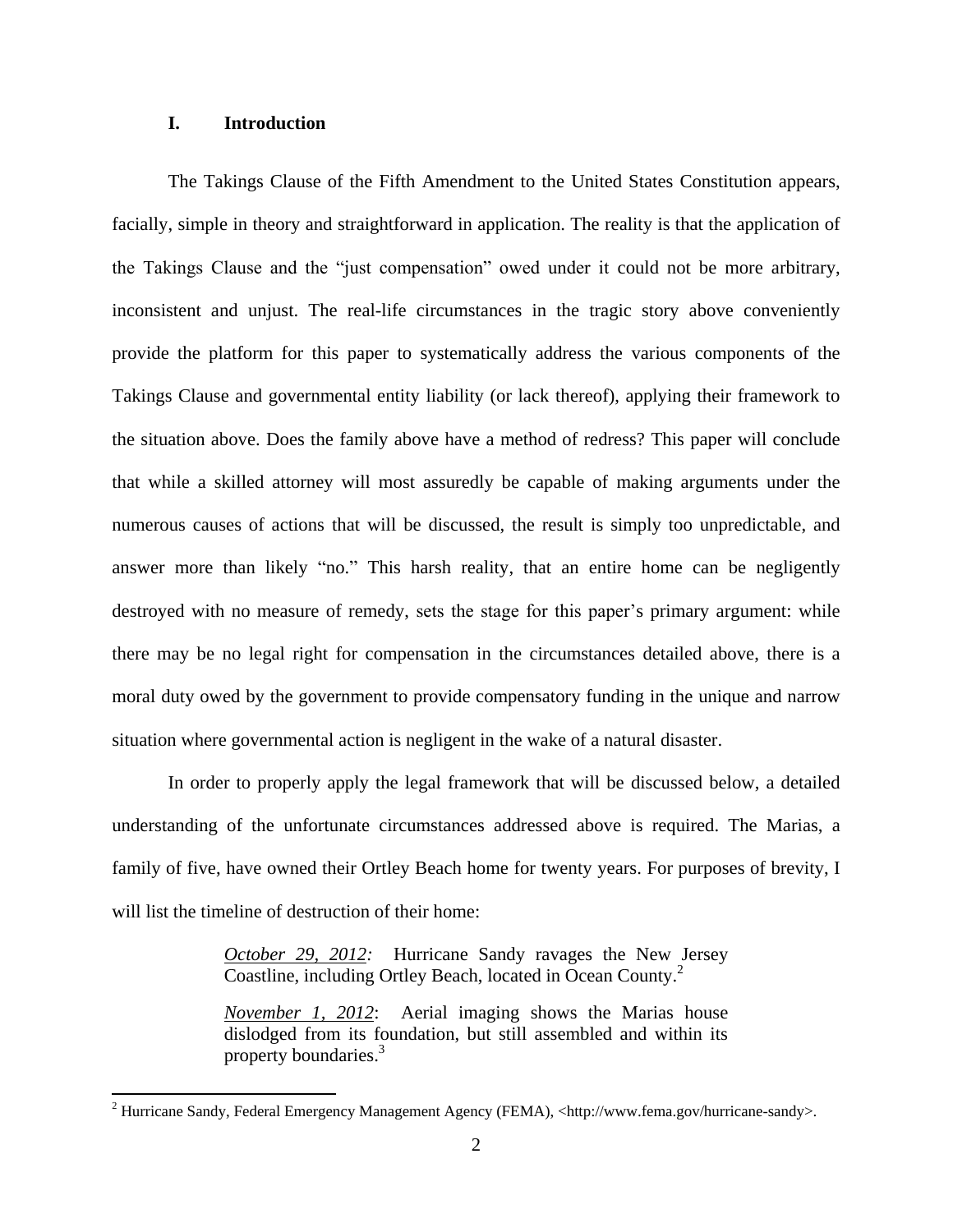## I. Introduction

The Takings Clause of the Fifth Amendment to the United States Constitution appears, facially, simple in theory and straightforward in application. The reality is that the application of the Takings Clause and the "just compensation" owed under it could not be more arbitrary, inconsistent and unjust. The real-life circumstances in the tragic story above conveniently provide the platform for this paper to systematically address the various components of the Takings Clause and governmental entity liability (or lack thereof), applying their framework to the situation above. Does the family above have a method of redress? This paper will conclude that while a skilled attorney will most assuredly be capable of making arguments under the numerous causes of actions that will be discussed, the result is simply too unpredictable, and answer more than likely "no." This harsh reality, that an entire home can be negligently destroyed with no measure of remedy, sets the stage for this paper's primary argument: while there may be no legal right for compensation in the circumstances detailed above, there is a moral duty owed by the government to provide compensatory funding in the unique and narrow situation where governmental action is negligent in the wake of a natural disaster.

In order to properly apply the legal framework that will be discussed below, a detailed understanding of the unfortunate circumstances addressed above is required. The Marias, a family of five, have owned their Ortley Beach home for twenty years. For purposes of brevity, I will list the timeline of destruction of their home:

> *October 29, 2012:* Hurricane Sandy ravages the New Jersey Coastline, including Ortley Beach, located in Ocean County.[2]
>
> *November 1, 2012*: Aerial imaging shows the Marias house dislodged from its foundation, but still assembled and within its property boundaries.[3]

[2] Hurricane Sandy, Federal Emergency Management Agency (FEMA), <http://www.fema.gov/hurricane-sandy>.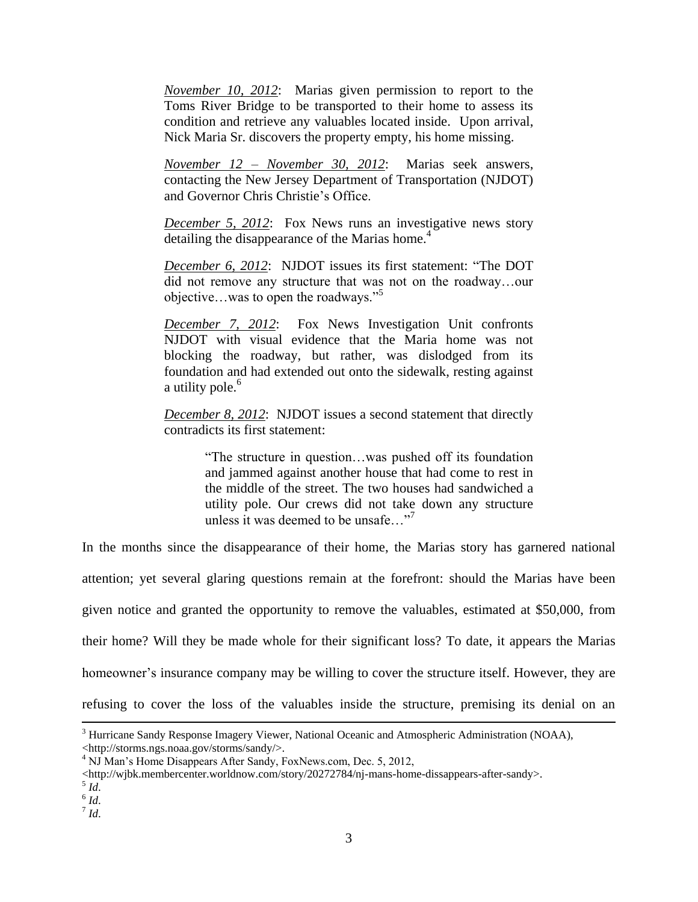*November 10, 2012*: Marias given permission to report to the Toms River Bridge to be transported to their home to assess its condition and retrieve any valuables located inside. Upon arrival, Nick Maria Sr. discovers the property empty, his home missing.

*November 12 – November 30, 2012*: Marias seek answers, contacting the New Jersey Department of Transportation (NJDOT) and Governor Chris Christie's Office.

*December 5, 2012*: Fox News runs an investigative news story detailing the disappearance of the Marias home.[4]

*December 6, 2012*: NJDOT issues its first statement: "The DOT did not remove any structure that was not on the roadway…our objective…was to open the roadways."[5]

*December 7, 2012*: Fox News Investigation Unit confronts NJDOT with visual evidence that the Maria home was not blocking the roadway, but rather, was dislodged from its foundation and had extended out onto the sidewalk, resting against a utility pole.[6]

*December 8, 2012*: NJDOT issues a second statement that directly contradicts its first statement:

> "The structure in question…was pushed off its foundation and jammed against another house that had come to rest in the middle of the street. The two houses had sandwiched a utility pole. Our crews did not take down any structure unless it was deemed to be unsafe…"[7]

In the months since the disappearance of their home, the Marias story has garnered national attention; yet several glaring questions remain at the forefront: should the Marias have been given notice and granted the opportunity to remove the valuables, estimated at $50,000, from their home? Will they be made whole for their significant loss? To date, it appears the Marias homeowner's insurance company may be willing to cover the structure itself. However, they are refusing to cover the loss of the valuables inside the structure, premising its denial on an

---

[3] Hurricane Sandy Response Imagery Viewer, National Oceanic and Atmospheric Administration (NOAA), <http://storms.ngs.noaa.gov/storms/sandy/>.

[4] NJ Man's Home Disappears After Sandy, FoxNews.com, Dec. 5, 2012, <http://wjbk.membercenter.worldnow.com/story/20272784/nj-mans-home-dissappears-after-sandy>.

[5] *Id*.

[6] *Id*.

[7] *Id*.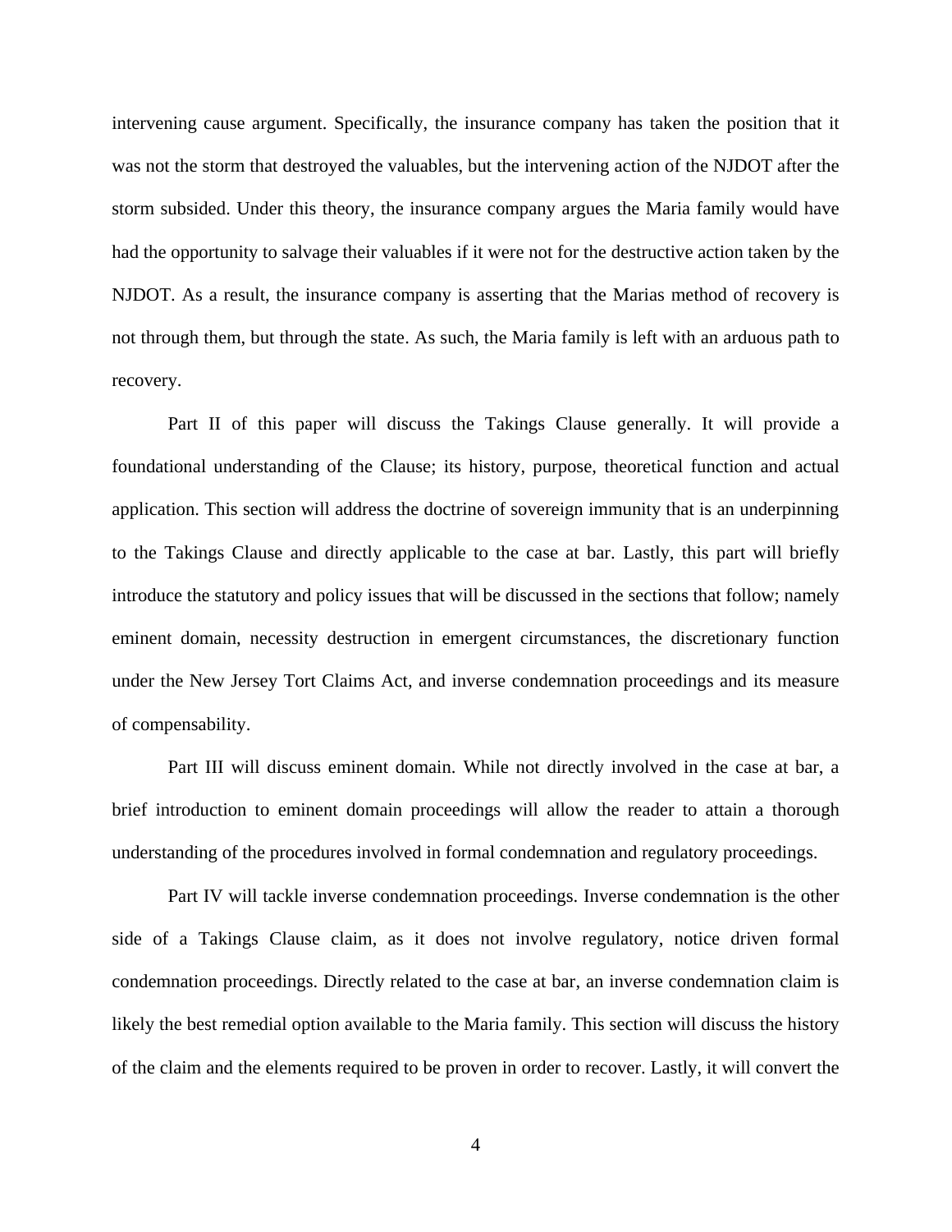intervening cause argument. Specifically, the insurance company has taken the position that it was not the storm that destroyed the valuables, but the intervening action of the NJDOT after the storm subsided. Under this theory, the insurance company argues the Maria family would have had the opportunity to salvage their valuables if it were not for the destructive action taken by the NJDOT. As a result, the insurance company is asserting that the Marias method of recovery is not through them, but through the state. As such, the Maria family is left with an arduous path to recovery.

Part II of this paper will discuss the Takings Clause generally. It will provide a foundational understanding of the Clause; its history, purpose, theoretical function and actual application. This section will address the doctrine of sovereign immunity that is an underpinning to the Takings Clause and directly applicable to the case at bar. Lastly, this part will briefly introduce the statutory and policy issues that will be discussed in the sections that follow; namely eminent domain, necessity destruction in emergent circumstances, the discretionary function under the New Jersey Tort Claims Act, and inverse condemnation proceedings and its measure of compensability.

Part III will discuss eminent domain. While not directly involved in the case at bar, a brief introduction to eminent domain proceedings will allow the reader to attain a thorough understanding of the procedures involved in formal condemnation and regulatory proceedings.

Part IV will tackle inverse condemnation proceedings. Inverse condemnation is the other side of a Takings Clause claim, as it does not involve regulatory, notice driven formal condemnation proceedings. Directly related to the case at bar, an inverse condemnation claim is likely the best remedial option available to the Maria family. This section will discuss the history of the claim and the elements required to be proven in order to recover. Lastly, it will convert the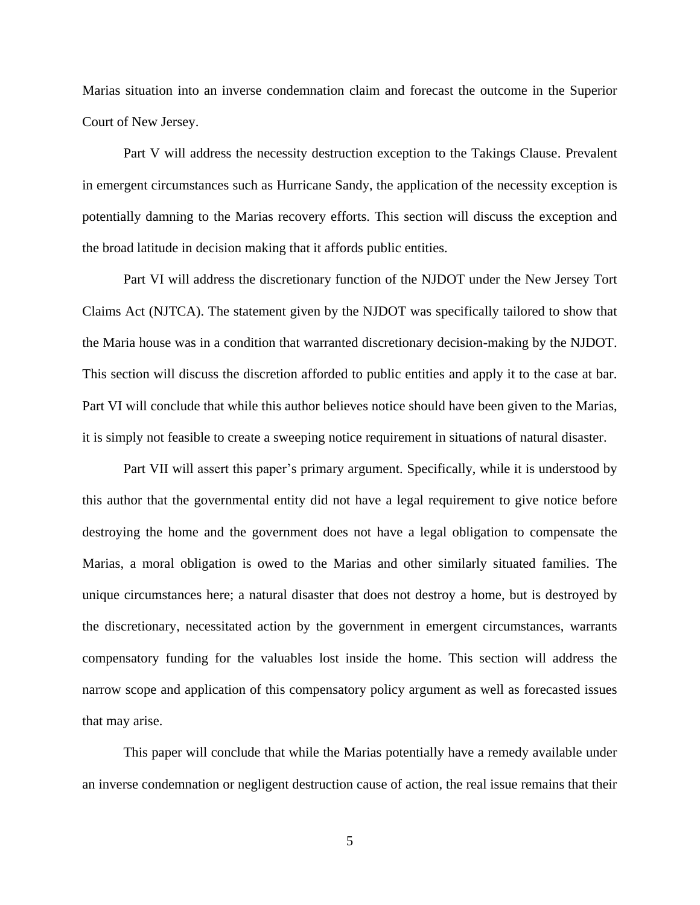Marias situation into an inverse condemnation claim and forecast the outcome in the Superior Court of New Jersey.

Part V will address the necessity destruction exception to the Takings Clause. Prevalent in emergent circumstances such as Hurricane Sandy, the application of the necessity exception is potentially damning to the Marias recovery efforts. This section will discuss the exception and the broad latitude in decision making that it affords public entities.

Part VI will address the discretionary function of the NJDOT under the New Jersey Tort Claims Act (NJTCA). The statement given by the NJDOT was specifically tailored to show that the Maria house was in a condition that warranted discretionary decision-making by the NJDOT. This section will discuss the discretion afforded to public entities and apply it to the case at bar. Part VI will conclude that while this author believes notice should have been given to the Marias, it is simply not feasible to create a sweeping notice requirement in situations of natural disaster.

Part VII will assert this paper's primary argument. Specifically, while it is understood by this author that the governmental entity did not have a legal requirement to give notice before destroying the home and the government does not have a legal obligation to compensate the Marias, a moral obligation is owed to the Marias and other similarly situated families. The unique circumstances here; a natural disaster that does not destroy a home, but is destroyed by the discretionary, necessitated action by the government in emergent circumstances, warrants compensatory funding for the valuables lost inside the home. This section will address the narrow scope and application of this compensatory policy argument as well as forecasted issues that may arise.

This paper will conclude that while the Marias potentially have a remedy available under an inverse condemnation or negligent destruction cause of action, the real issue remains that their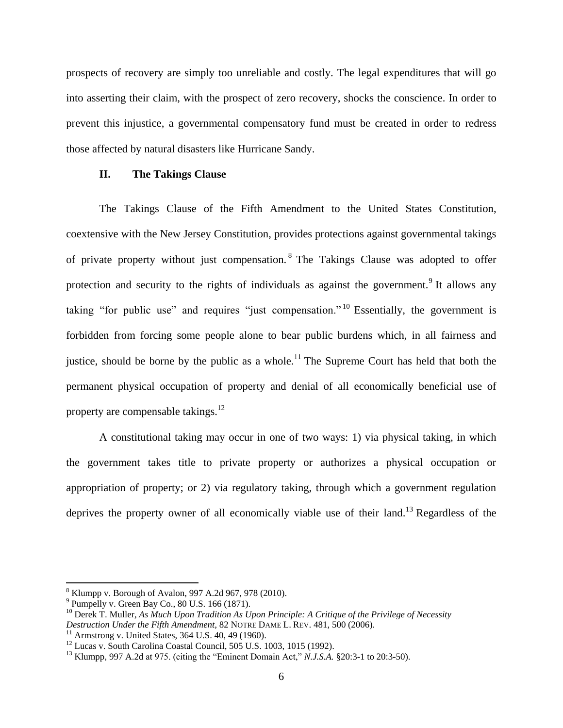prospects of recovery are simply too unreliable and costly. The legal expenditures that will go into asserting their claim, with the prospect of zero recovery, shocks the conscience. In order to prevent this injustice, a governmental compensatory fund must be created in order to redress those affected by natural disasters like Hurricane Sandy.

## II. The Takings Clause

The Takings Clause of the Fifth Amendment to the United States Constitution, coextensive with the New Jersey Constitution, provides protections against governmental takings of private property without just compensation.[8] The Takings Clause was adopted to offer protection and security to the rights of individuals as against the government.[9] It allows any taking "for public use" and requires "just compensation."[10] Essentially, the government is forbidden from forcing some people alone to bear public burdens which, in all fairness and justice, should be borne by the public as a whole.[11] The Supreme Court has held that both the permanent physical occupation of property and denial of all economically beneficial use of property are compensable takings.[12]

A constitutional taking may occur in one of two ways: 1) via physical taking, in which the government takes title to private property or authorizes a physical occupation or appropriation of property; or 2) via regulatory taking, through which a government regulation deprives the property owner of all economically viable use of their land.[13] Regardless of the

---

[8] Klumpp v. Borough of Avalon, 997 A.2d 967, 978 (2010).

[9] Pumpelly v. Green Bay Co., 80 U.S. 166 (1871).

[10] Derek T. Muller, *As Much Upon Tradition As Upon Principle: A Critique of the Privilege of Necessity Destruction Under the Fifth Amendment*, 82 NOTRE DAME L. REV. 481, 500 (2006).

[11] Armstrong v. United States, 364 U.S. 40, 49 (1960).

[12] Lucas v. South Carolina Coastal Council, 505 U.S. 1003, 1015 (1992).

[13] Klumpp, 997 A.2d at 975. (citing the "Eminent Domain Act," *N.J.S.A.* §20:3-1 to 20:3-50).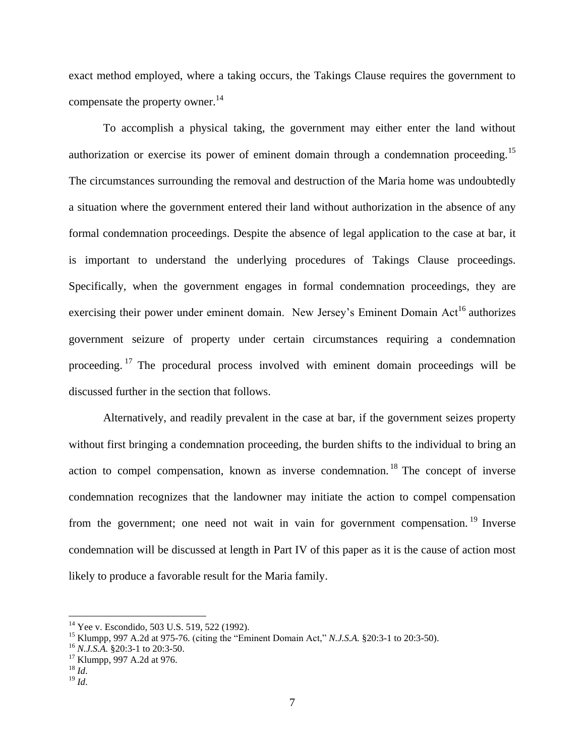exact method employed, where a taking occurs, the Takings Clause requires the government to compensate the property owner.[14]

To accomplish a physical taking, the government may either enter the land without authorization or exercise its power of eminent domain through a condemnation proceeding.[15] The circumstances surrounding the removal and destruction of the Maria home was undoubtedly a situation where the government entered their land without authorization in the absence of any formal condemnation proceedings. Despite the absence of legal application to the case at bar, it is important to understand the underlying procedures of Takings Clause proceedings. Specifically, when the government engages in formal condemnation proceedings, they are exercising their power under eminent domain. New Jersey's Eminent Domain Act[16] authorizes government seizure of property under certain circumstances requiring a condemnation proceeding.[17] The procedural process involved with eminent domain proceedings will be discussed further in the section that follows.

Alternatively, and readily prevalent in the case at bar, if the government seizes property without first bringing a condemnation proceeding, the burden shifts to the individual to bring an action to compel compensation, known as inverse condemnation.[18] The concept of inverse condemnation recognizes that the landowner may initiate the action to compel compensation from the government; one need not wait in vain for government compensation.[19] Inverse condemnation will be discussed at length in Part IV of this paper as it is the cause of action most likely to produce a favorable result for the Maria family.

---

[14] Yee v. Escondido, 503 U.S. 519, 522 (1992).
[15] Klumpp, 997 A.2d at 975-76. (citing the "Eminent Domain Act," *N.J.S.A.* §20:3-1 to 20:3-50).
[16] *N.J.S.A.* §20:3-1 to 20:3-50.
[17] Klumpp, 997 A.2d at 976.
[18] *Id*.
[19] *Id*.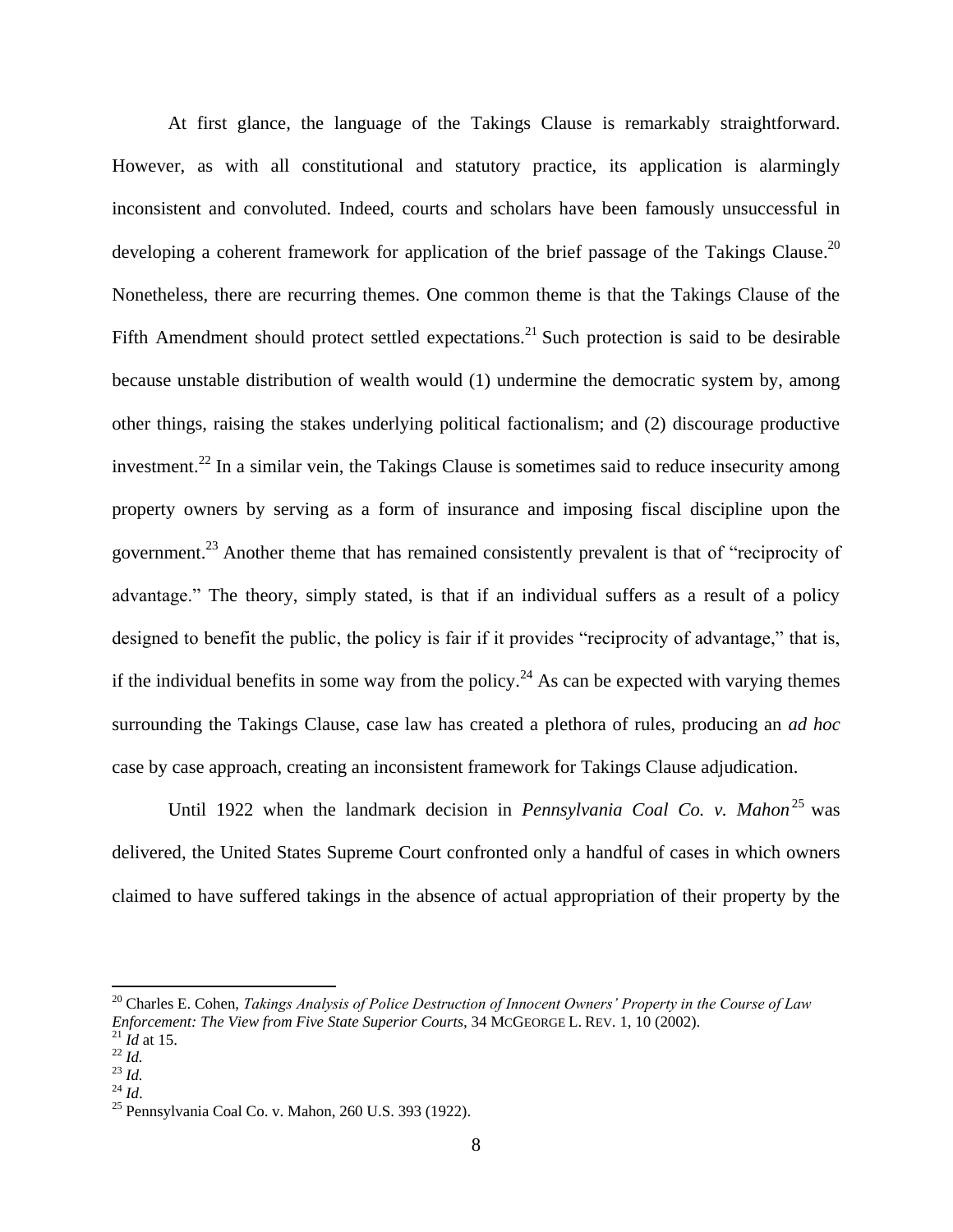At first glance, the language of the Takings Clause is remarkably straightforward. However, as with all constitutional and statutory practice, its application is alarmingly inconsistent and convoluted. Indeed, courts and scholars have been famously unsuccessful in developing a coherent framework for application of the brief passage of the Takings Clause.[20] Nonetheless, there are recurring themes. One common theme is that the Takings Clause of the Fifth Amendment should protect settled expectations.[21] Such protection is said to be desirable because unstable distribution of wealth would (1) undermine the democratic system by, among other things, raising the stakes underlying political factionalism; and (2) discourage productive investment.[22] In a similar vein, the Takings Clause is sometimes said to reduce insecurity among property owners by serving as a form of insurance and imposing fiscal discipline upon the government.[23] Another theme that has remained consistently prevalent is that of "reciprocity of advantage." The theory, simply stated, is that if an individual suffers as a result of a policy designed to benefit the public, the policy is fair if it provides "reciprocity of advantage," that is, if the individual benefits in some way from the policy.[24] As can be expected with varying themes surrounding the Takings Clause, case law has created a plethora of rules, producing an *ad hoc* case by case approach, creating an inconsistent framework for Takings Clause adjudication.

Until 1922 when the landmark decision in *Pennsylvania Coal Co. v. Mahon*[25] was delivered, the United States Supreme Court confronted only a handful of cases in which owners claimed to have suffered takings in the absence of actual appropriation of their property by the

---

[20] Charles E. Cohen, *Takings Analysis of Police Destruction of Innocent Owners' Property in the Course of Law Enforcement: The View from Five State Superior Courts,* 34 MCGEORGE L. REV. 1, 10 (2002).

[21] *Id* at 15.

[22] *Id.*

[23] *Id.*

[24] *Id*.

[25] Pennsylvania Coal Co. v. Mahon, 260 U.S. 393 (1922).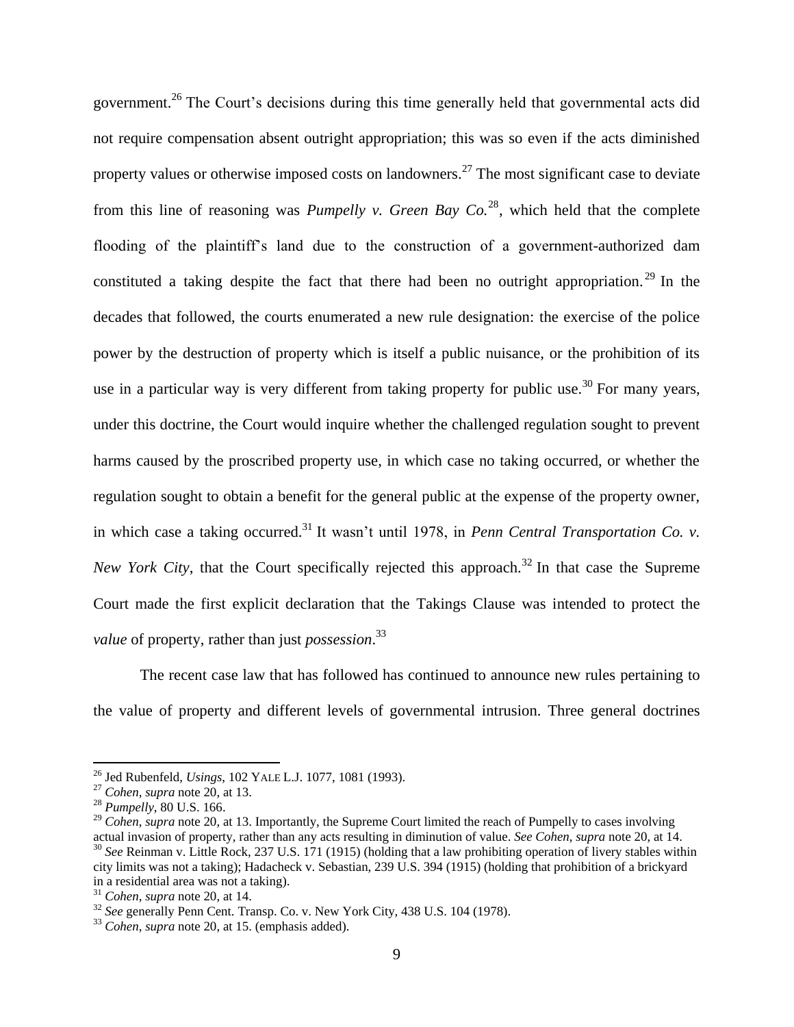government.[26] The Court's decisions during this time generally held that governmental acts did not require compensation absent outright appropriation; this was so even if the acts diminished property values or otherwise imposed costs on landowners.[27] The most significant case to deviate from this line of reasoning was *Pumpelly v. Green Bay Co.*[28], which held that the complete flooding of the plaintiff's land due to the construction of a government-authorized dam constituted a taking despite the fact that there had been no outright appropriation.[29] In the decades that followed, the courts enumerated a new rule designation: the exercise of the police power by the destruction of property which is itself a public nuisance, or the prohibition of its use in a particular way is very different from taking property for public use.[30] For many years, under this doctrine, the Court would inquire whether the challenged regulation sought to prevent harms caused by the proscribed property use, in which case no taking occurred, or whether the regulation sought to obtain a benefit for the general public at the expense of the property owner, in which case a taking occurred.[31] It wasn't until 1978, in *Penn Central Transportation Co. v. New York City*, that the Court specifically rejected this approach.[32] In that case the Supreme Court made the first explicit declaration that the Takings Clause was intended to protect the *value* of property, rather than just *possession*.[33]

The recent case law that has followed has continued to announce new rules pertaining to the value of property and different levels of governmental intrusion. Three general doctrines

---

[26] Jed Rubenfeld, *Usings*, 102 YALE L.J. 1077, 1081 (1993).

[27] *Cohen*, *supra* note 20, at 13.

[28] *Pumpelly*, 80 U.S. 166.

[29] *Cohen*, *supra* note 20, at 13. Importantly, the Supreme Court limited the reach of Pumpelly to cases involving actual invasion of property, rather than any acts resulting in diminution of value. *See Cohen*, *supra* note 20, at 14.

[30] *See* Reinman v. Little Rock, 237 U.S. 171 (1915) (holding that a law prohibiting operation of livery stables within city limits was not a taking); Hadacheck v. Sebastian, 239 U.S. 394 (1915) (holding that prohibition of a brickyard in a residential area was not a taking).

[31] *Cohen*, *supra* note 20, at 14.

[32] *See* generally Penn Cent. Transp. Co. v. New York City, 438 U.S. 104 (1978).

[33] *Cohen*, *supra* note 20, at 15. (emphasis added).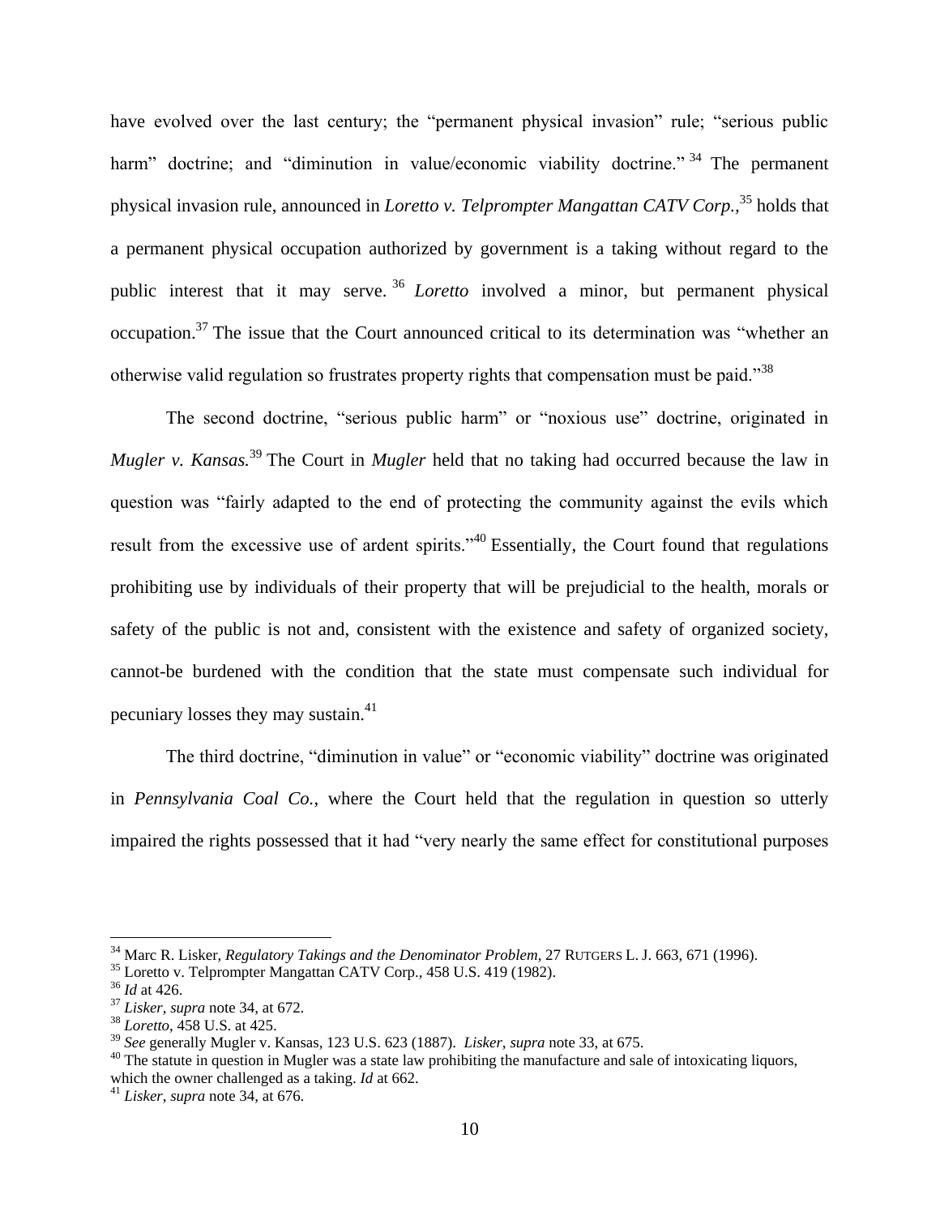have evolved over the last century; the "permanent physical invasion" rule; "serious public harm" doctrine; and "diminution in value/economic viability doctrine."[34] The permanent physical invasion rule, announced in *Loretto v. Telprompter Mangattan CATV Corp.*,[35] holds that a permanent physical occupation authorized by government is a taking without regard to the public interest that it may serve.[36] *Loretto* involved a minor, but permanent physical occupation.[37] The issue that the Court announced critical to its determination was "whether an otherwise valid regulation so frustrates property rights that compensation must be paid."[38]

The second doctrine, "serious public harm" or "noxious use" doctrine, originated in *Mugler v. Kansas.*[39] The Court in *Mugler* held that no taking had occurred because the law in question was "fairly adapted to the end of protecting the community against the evils which result from the excessive use of ardent spirits."[40] Essentially, the Court found that regulations prohibiting use by individuals of their property that will be prejudicial to the health, morals or safety of the public is not and, consistent with the existence and safety of organized society, cannot-be burdened with the condition that the state must compensate such individual for pecuniary losses they may sustain.[41]

The third doctrine, "diminution in value" or "economic viability" doctrine was originated in *Pennsylvania Coal Co.*, where the Court held that the regulation in question so utterly impaired the rights possessed that it had "very nearly the same effect for constitutional purposes

---

[34] Marc R. Lisker, *Regulatory Takings and the Denominator Problem*, 27 RUTGERS L. J. 663, 671 (1996).

[35] Loretto v. Telprompter Mangattan CATV Corp., 458 U.S. 419 (1982).

[36] *Id* at 426.

[37] *Lisker*, *supra* note 34, at 672.

[38] *Loretto*, 458 U.S. at 425.

[39] *See* generally Mugler v. Kansas, 123 U.S. 623 (1887). *Lisker, supra* note 33, at 675.

[40] The statute in question in Mugler was a state law prohibiting the manufacture and sale of intoxicating liquors, which the owner challenged as a taking. *Id* at 662.

[41] *Lisker*, *supra* note 34, at 676.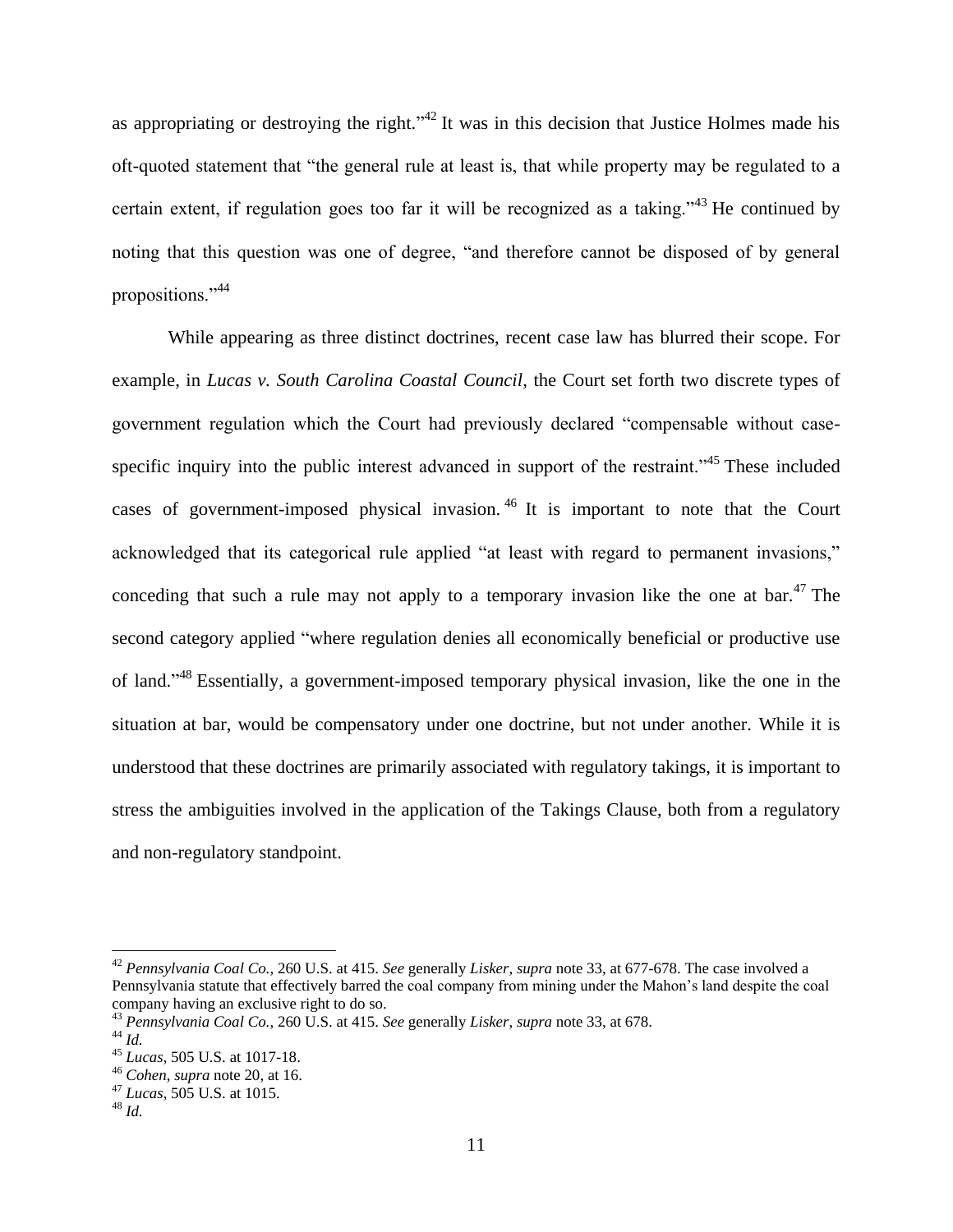as appropriating or destroying the right."[42] It was in this decision that Justice Holmes made his oft-quoted statement that "the general rule at least is, that while property may be regulated to a certain extent, if regulation goes too far it will be recognized as a taking."[43] He continued by noting that this question was one of degree, "and therefore cannot be disposed of by general propositions."[44]

While appearing as three distinct doctrines, recent case law has blurred their scope. For example, in *Lucas v. South Carolina Coastal Council*, the Court set forth two discrete types of government regulation which the Court had previously declared "compensable without case-specific inquiry into the public interest advanced in support of the restraint."[45] These included cases of government-imposed physical invasion.[46] It is important to note that the Court acknowledged that its categorical rule applied "at least with regard to permanent invasions," conceding that such a rule may not apply to a temporary invasion like the one at bar.[47] The second category applied "where regulation denies all economically beneficial or productive use of land."[48] Essentially, a government-imposed temporary physical invasion, like the one in the situation at bar, would be compensatory under one doctrine, but not under another. While it is understood that these doctrines are primarily associated with regulatory takings, it is important to stress the ambiguities involved in the application of the Takings Clause, both from a regulatory and non-regulatory standpoint.

---

[42] *Pennsylvania Coal Co.*, 260 U.S. at 415. *See* generally *Lisker*, *supra* note 33, at 677-678. The case involved a Pennsylvania statute that effectively barred the coal company from mining under the Mahon's land despite the coal company having an exclusive right to do so.

[43] *Pennsylvania Coal Co.*, 260 U.S. at 415. *See* generally *Lisker*, *supra* note 33, at 678.

[44] *Id.*

[45] *Lucas*, 505 U.S. at 1017-18.

[46] *Cohen*, *supra* note 20, at 16.

[47] *Lucas*, 505 U.S. at 1015.

[48] *Id.*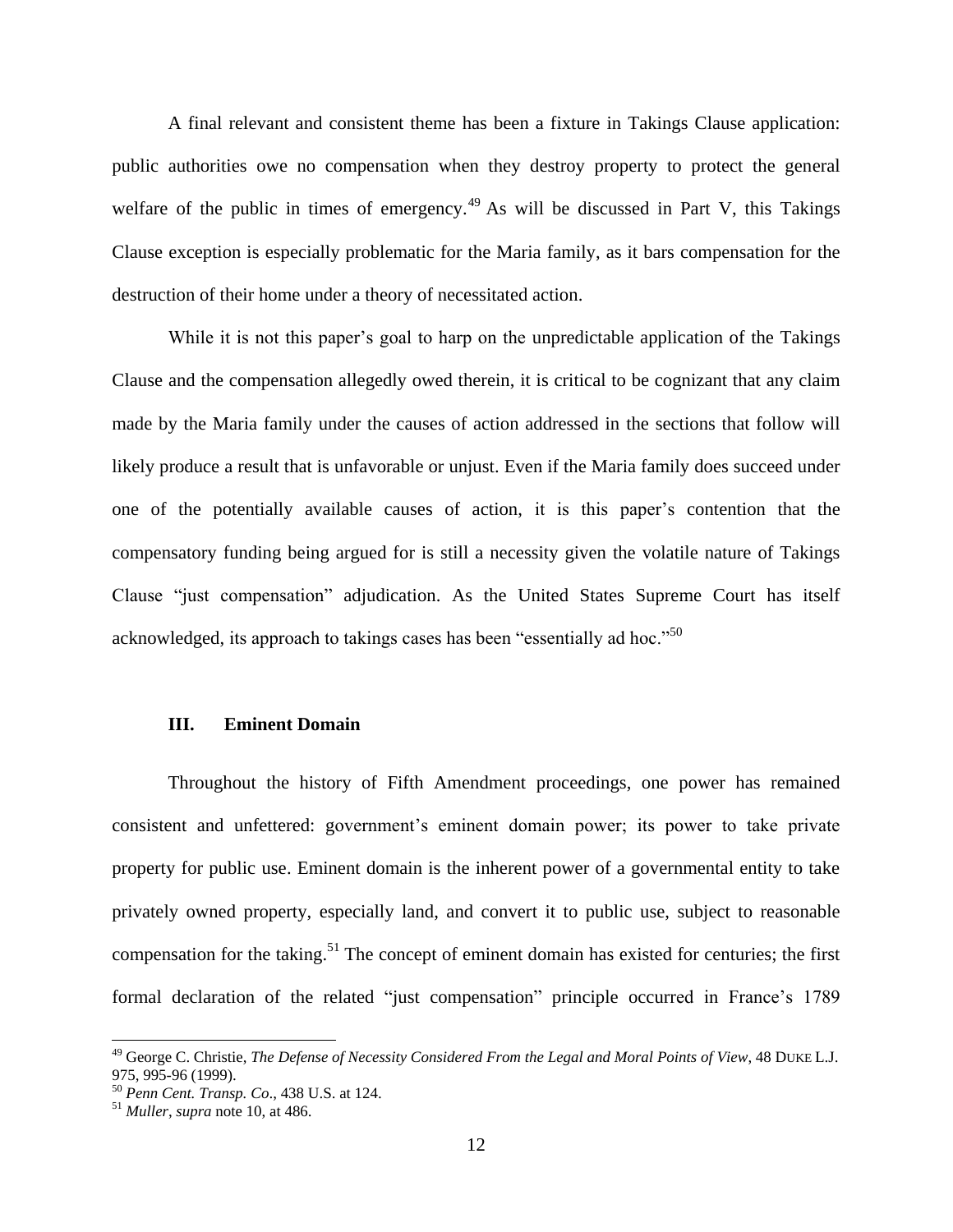A final relevant and consistent theme has been a fixture in Takings Clause application: public authorities owe no compensation when they destroy property to protect the general welfare of the public in times of emergency.[49] As will be discussed in Part V, this Takings Clause exception is especially problematic for the Maria family, as it bars compensation for the destruction of their home under a theory of necessitated action.

While it is not this paper's goal to harp on the unpredictable application of the Takings Clause and the compensation allegedly owed therein, it is critical to be cognizant that any claim made by the Maria family under the causes of action addressed in the sections that follow will likely produce a result that is unfavorable or unjust. Even if the Maria family does succeed under one of the potentially available causes of action, it is this paper's contention that the compensatory funding being argued for is still a necessity given the volatile nature of Takings Clause "just compensation" adjudication. As the United States Supreme Court has itself acknowledged, its approach to takings cases has been "essentially ad hoc."[50]

## III. Eminent Domain

Throughout the history of Fifth Amendment proceedings, one power has remained consistent and unfettered: government's eminent domain power; its power to take private property for public use. Eminent domain is the inherent power of a governmental entity to take privately owned property, especially land, and convert it to public use, subject to reasonable compensation for the taking.[51] The concept of eminent domain has existed for centuries; the first formal declaration of the related "just compensation" principle occurred in France's 1789

---

[49] George C. Christie, *The Defense of Necessity Considered From the Legal and Moral Points of View*, 48 DUKE L.J. 975, 995-96 (1999).

[50] *Penn Cent. Transp. Co*., 438 U.S. at 124.

[51] *Muller*, *supra* note 10, at 486.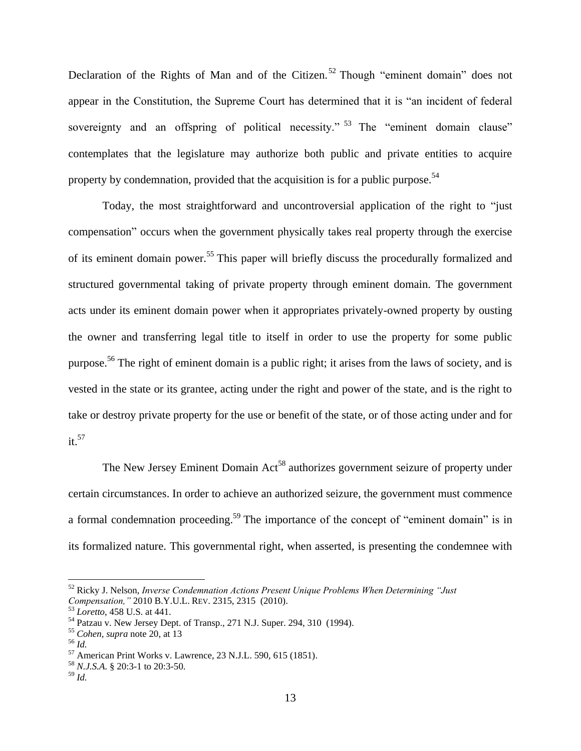Declaration of the Rights of Man and of the Citizen.[52] Though "eminent domain" does not appear in the Constitution, the Supreme Court has determined that it is "an incident of federal sovereignty and an offspring of political necessity."[53] The "eminent domain clause" contemplates that the legislature may authorize both public and private entities to acquire property by condemnation, provided that the acquisition is for a public purpose.[54]

Today, the most straightforward and uncontroversial application of the right to "just compensation" occurs when the government physically takes real property through the exercise of its eminent domain power.[55] This paper will briefly discuss the procedurally formalized and structured governmental taking of private property through eminent domain. The government acts under its eminent domain power when it appropriates privately-owned property by ousting the owner and transferring legal title to itself in order to use the property for some public purpose.[56] The right of eminent domain is a public right; it arises from the laws of society, and is vested in the state or its grantee, acting under the right and power of the state, and is the right to take or destroy private property for the use or benefit of the state, or of those acting under and for it.[57]

The New Jersey Eminent Domain Act[58] authorizes government seizure of property under certain circumstances. In order to achieve an authorized seizure, the government must commence a formal condemnation proceeding.[59] The importance of the concept of "eminent domain" is in its formalized nature. This governmental right, when asserted, is presenting the condemnee with

---

[52] Ricky J. Nelson, *Inverse Condemnation Actions Present Unique Problems When Determining "Just Compensation,"* 2010 B.Y.U.L. REV. 2315, 2315 (2010).

[53] *Loretto*, 458 U.S. at 441.

[54] Patzau v. New Jersey Dept. of Transp., 271 N.J. Super. 294, 310 (1994).

[55] *Cohen*, *supra* note 20, at 13

[56] *Id.*

[57] American Print Works v. Lawrence, 23 N.J.L. 590, 615 (1851).

[58] *N.J.S.A.* § 20:3-1 to 20:3-50.

[59] *Id.*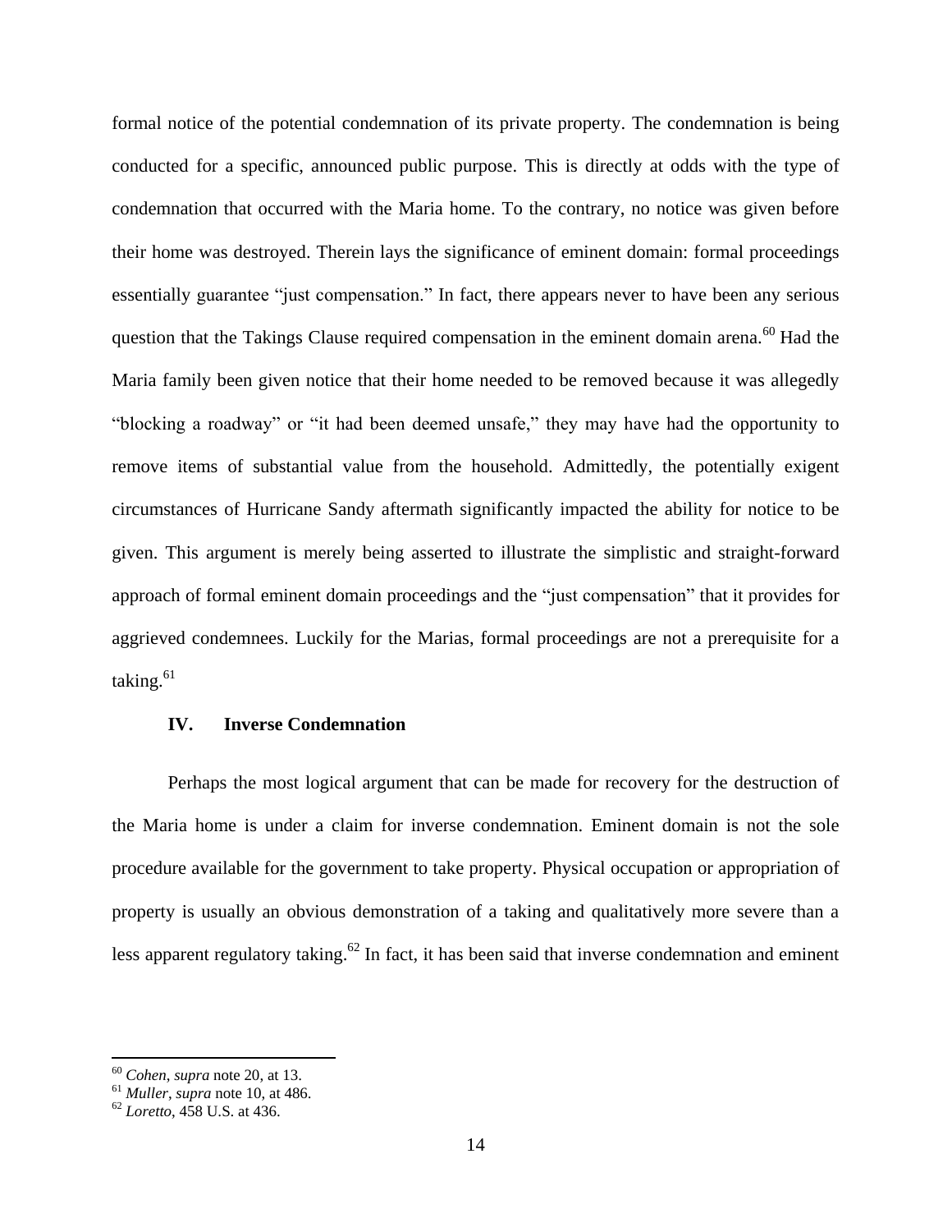formal notice of the potential condemnation of its private property. The condemnation is being conducted for a specific, announced public purpose. This is directly at odds with the type of condemnation that occurred with the Maria home. To the contrary, no notice was given before their home was destroyed. Therein lays the significance of eminent domain: formal proceedings essentially guarantee "just compensation." In fact, there appears never to have been any serious question that the Takings Clause required compensation in the eminent domain arena.[60] Had the Maria family been given notice that their home needed to be removed because it was allegedly "blocking a roadway" or "it had been deemed unsafe," they may have had the opportunity to remove items of substantial value from the household. Admittedly, the potentially exigent circumstances of Hurricane Sandy aftermath significantly impacted the ability for notice to be given. This argument is merely being asserted to illustrate the simplistic and straight-forward approach of formal eminent domain proceedings and the "just compensation" that it provides for aggrieved condemnees. Luckily for the Marias, formal proceedings are not a prerequisite for a taking.[61]

## IV. Inverse Condemnation

Perhaps the most logical argument that can be made for recovery for the destruction of the Maria home is under a claim for inverse condemnation. Eminent domain is not the sole procedure available for the government to take property. Physical occupation or appropriation of property is usually an obvious demonstration of a taking and qualitatively more severe than a less apparent regulatory taking.[62] In fact, it has been said that inverse condemnation and eminent

---

[60] *Cohen*, *supra* note 20, at 13.
[61] *Muller*, *supra* note 10, at 486.
[62] *Loretto*, 458 U.S. at 436.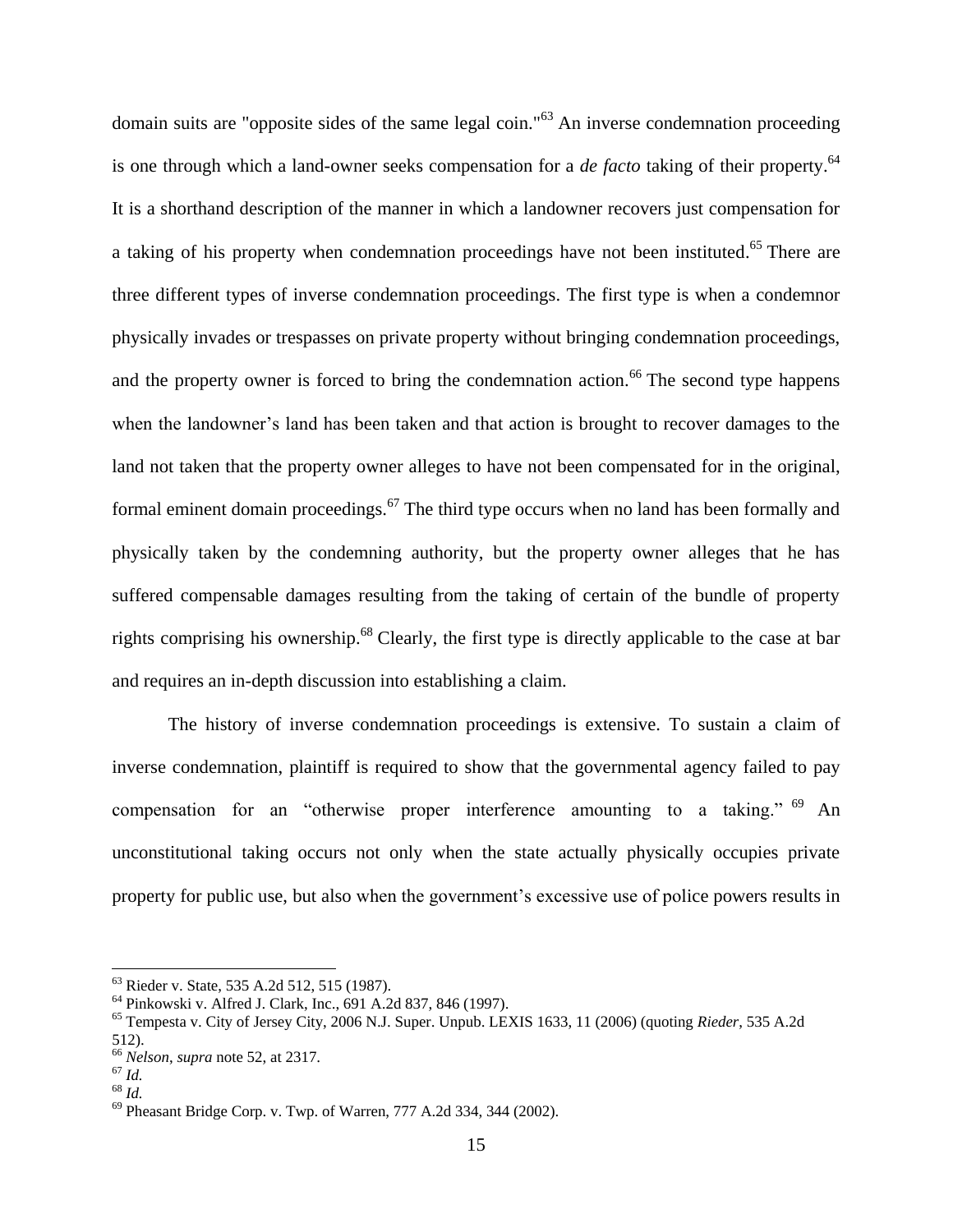domain suits are "opposite sides of the same legal coin."[63] An inverse condemnation proceeding is one through which a land-owner seeks compensation for a *de facto* taking of their property.[64] It is a shorthand description of the manner in which a landowner recovers just compensation for a taking of his property when condemnation proceedings have not been instituted.[65] There are three different types of inverse condemnation proceedings. The first type is when a condemnor physically invades or trespasses on private property without bringing condemnation proceedings, and the property owner is forced to bring the condemnation action.[66] The second type happens when the landowner's land has been taken and that action is brought to recover damages to the land not taken that the property owner alleges to have not been compensated for in the original, formal eminent domain proceedings.[67] The third type occurs when no land has been formally and physically taken by the condemning authority, but the property owner alleges that he has suffered compensable damages resulting from the taking of certain of the bundle of property rights comprising his ownership.[68] Clearly, the first type is directly applicable to the case at bar and requires an in-depth discussion into establishing a claim.

The history of inverse condemnation proceedings is extensive. To sustain a claim of inverse condemnation, plaintiff is required to show that the governmental agency failed to pay compensation for an "otherwise proper interference amounting to a taking." [69] An unconstitutional taking occurs not only when the state actually physically occupies private property for public use, but also when the government's excessive use of police powers results in

---

[63] Rieder v. State, 535 A.2d 512, 515 (1987).

[64] Pinkowski v. Alfred J. Clark, Inc., 691 A.2d 837, 846 (1997).

[65] Tempesta v. City of Jersey City, 2006 N.J. Super. Unpub. LEXIS 1633, 11 (2006) (quoting *Rieder*, 535 A.2d 512).

[66] *Nelson*, *supra* note 52, at 2317.

[67] *Id.*

[68] *Id.*

[69] Pheasant Bridge Corp. v. Twp. of Warren, 777 A.2d 334, 344 (2002).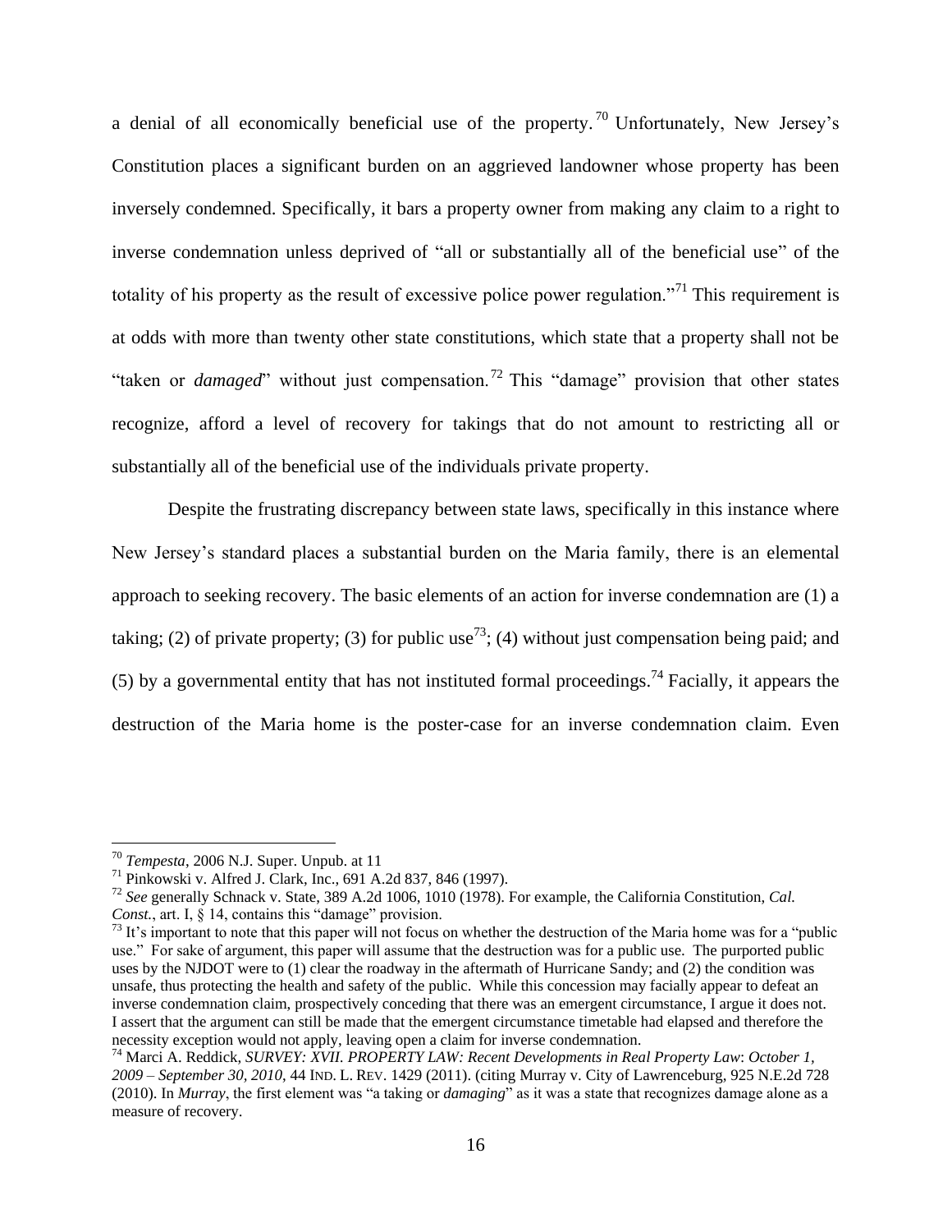a denial of all economically beneficial use of the property.[70] Unfortunately, New Jersey's Constitution places a significant burden on an aggrieved landowner whose property has been inversely condemned. Specifically, it bars a property owner from making any claim to a right to inverse condemnation unless deprived of "all or substantially all of the beneficial use" of the totality of his property as the result of excessive police power regulation."[71] This requirement is at odds with more than twenty other state constitutions, which state that a property shall not be "taken or *damaged*" without just compensation.[72] This "damage" provision that other states recognize, afford a level of recovery for takings that do not amount to restricting all or substantially all of the beneficial use of the individuals private property.

Despite the frustrating discrepancy between state laws, specifically in this instance where New Jersey's standard places a substantial burden on the Maria family, there is an elemental approach to seeking recovery. The basic elements of an action for inverse condemnation are (1) a taking; (2) of private property; (3) for public use[73]; (4) without just compensation being paid; and (5) by a governmental entity that has not instituted formal proceedings.[74] Facially, it appears the destruction of the Maria home is the poster-case for an inverse condemnation claim. Even

---

[70] *Tempesta*, 2006 N.J. Super. Unpub. at 11

[71] Pinkowski v. Alfred J. Clark, Inc., 691 A.2d 837, 846 (1997).

[72] *See* generally Schnack v. State, 389 A.2d 1006, 1010 (1978). For example, the California Constitution, *Cal. Const.*, art. I, § 14, contains this "damage" provision.

[73] It's important to note that this paper will not focus on whether the destruction of the Maria home was for a "public use." For sake of argument, this paper will assume that the destruction was for a public use. The purported public uses by the NJDOT were to (1) clear the roadway in the aftermath of Hurricane Sandy; and (2) the condition was unsafe, thus protecting the health and safety of the public. While this concession may facially appear to defeat an inverse condemnation claim, prospectively conceding that there was an emergent circumstance, I argue it does not. I assert that the argument can still be made that the emergent circumstance timetable had elapsed and therefore the necessity exception would not apply, leaving open a claim for inverse condemnation.

[74] Marci A. Reddick, *SURVEY: XVII. PROPERTY LAW: Recent Developments in Real Property Law*: *October 1, 2009 – September 30, 2010*, 44 IND. L. REV. 1429 (2011). (citing Murray v. City of Lawrenceburg, 925 N.E.2d 728 (2010). In *Murray*, the first element was "a taking or *damaging*" as it was a state that recognizes damage alone as a measure of recovery.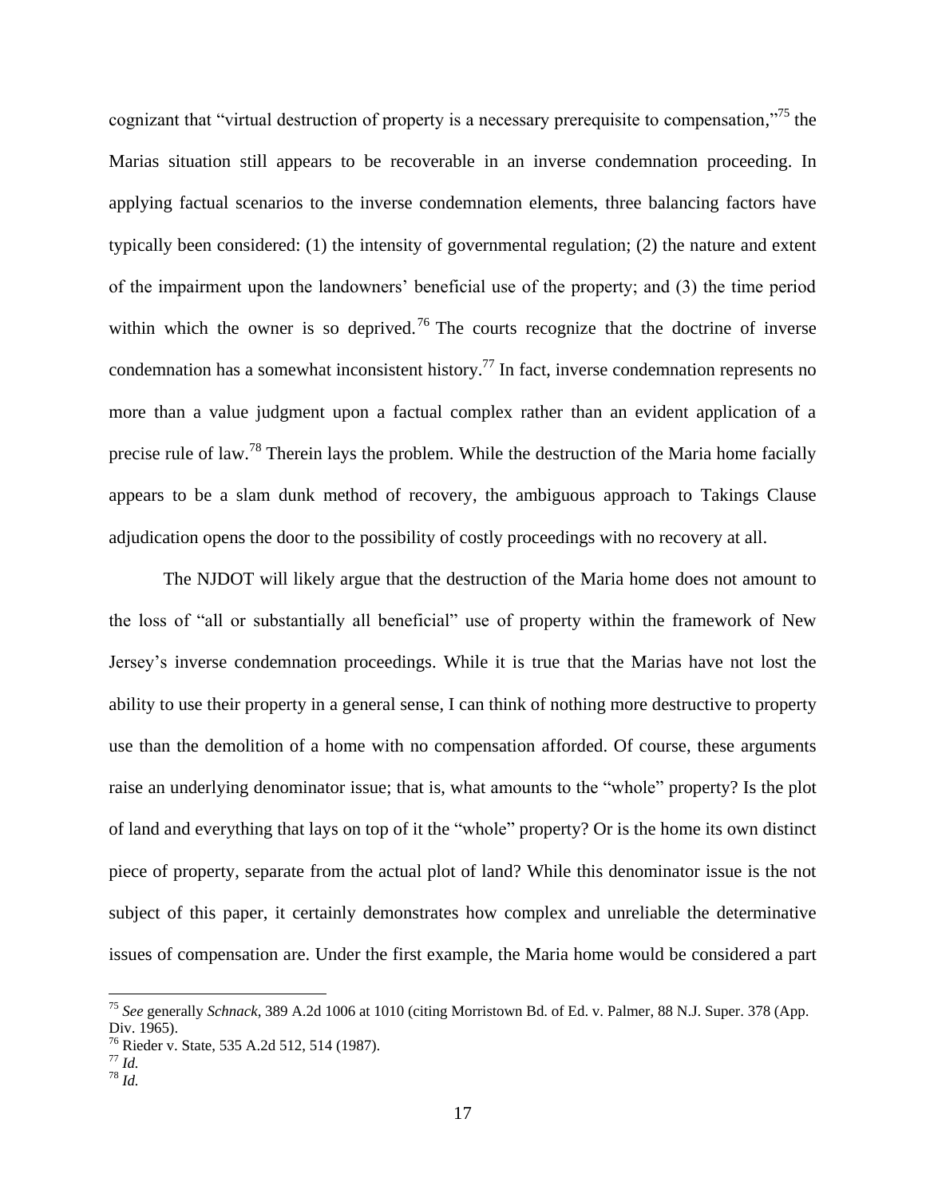cognizant that "virtual destruction of property is a necessary prerequisite to compensation,"[75] the Marias situation still appears to be recoverable in an inverse condemnation proceeding. In applying factual scenarios to the inverse condemnation elements, three balancing factors have typically been considered: (1) the intensity of governmental regulation; (2) the nature and extent of the impairment upon the landowners' beneficial use of the property; and (3) the time period within which the owner is so deprived.[76] The courts recognize that the doctrine of inverse condemnation has a somewhat inconsistent history.[77] In fact, inverse condemnation represents no more than a value judgment upon a factual complex rather than an evident application of a precise rule of law.[78] Therein lays the problem. While the destruction of the Maria home facially appears to be a slam dunk method of recovery, the ambiguous approach to Takings Clause adjudication opens the door to the possibility of costly proceedings with no recovery at all.

The NJDOT will likely argue that the destruction of the Maria home does not amount to the loss of "all or substantially all beneficial" use of property within the framework of New Jersey's inverse condemnation proceedings. While it is true that the Marias have not lost the ability to use their property in a general sense, I can think of nothing more destructive to property use than the demolition of a home with no compensation afforded. Of course, these arguments raise an underlying denominator issue; that is, what amounts to the "whole" property? Is the plot of land and everything that lays on top of it the "whole" property? Or is the home its own distinct piece of property, separate from the actual plot of land? While this denominator issue is the not subject of this paper, it certainly demonstrates how complex and unreliable the determinative issues of compensation are. Under the first example, the Maria home would be considered a part

---

[75] *See* generally *Schnack*, 389 A.2d 1006 at 1010 (citing Morristown Bd. of Ed. v. Palmer, 88 N.J. Super. 378 (App. Div. 1965).

[76] Rieder v. State, 535 A.2d 512, 514 (1987).

[77] *Id.*

[78] *Id.*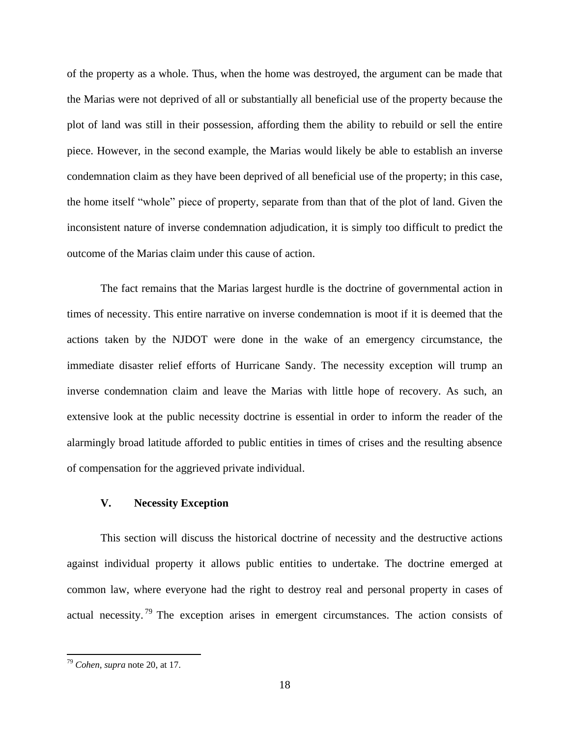of the property as a whole. Thus, when the home was destroyed, the argument can be made that the Marias were not deprived of all or substantially all beneficial use of the property because the plot of land was still in their possession, affording them the ability to rebuild or sell the entire piece. However, in the second example, the Marias would likely be able to establish an inverse condemnation claim as they have been deprived of all beneficial use of the property; in this case, the home itself "whole" piece of property, separate from than that of the plot of land. Given the inconsistent nature of inverse condemnation adjudication, it is simply too difficult to predict the outcome of the Marias claim under this cause of action.

The fact remains that the Marias largest hurdle is the doctrine of governmental action in times of necessity. This entire narrative on inverse condemnation is moot if it is deemed that the actions taken by the NJDOT were done in the wake of an emergency circumstance, the immediate disaster relief efforts of Hurricane Sandy. The necessity exception will trump an inverse condemnation claim and leave the Marias with little hope of recovery. As such, an extensive look at the public necessity doctrine is essential in order to inform the reader of the alarmingly broad latitude afforded to public entities in times of crises and the resulting absence of compensation for the aggrieved private individual.

## V. Necessity Exception

This section will discuss the historical doctrine of necessity and the destructive actions against individual property it allows public entities to undertake. The doctrine emerged at common law, where everyone had the right to destroy real and personal property in cases of actual necessity.[79] The exception arises in emergent circumstances. The action consists of

---

[79] *Cohen*, *supra* note 20, at 17.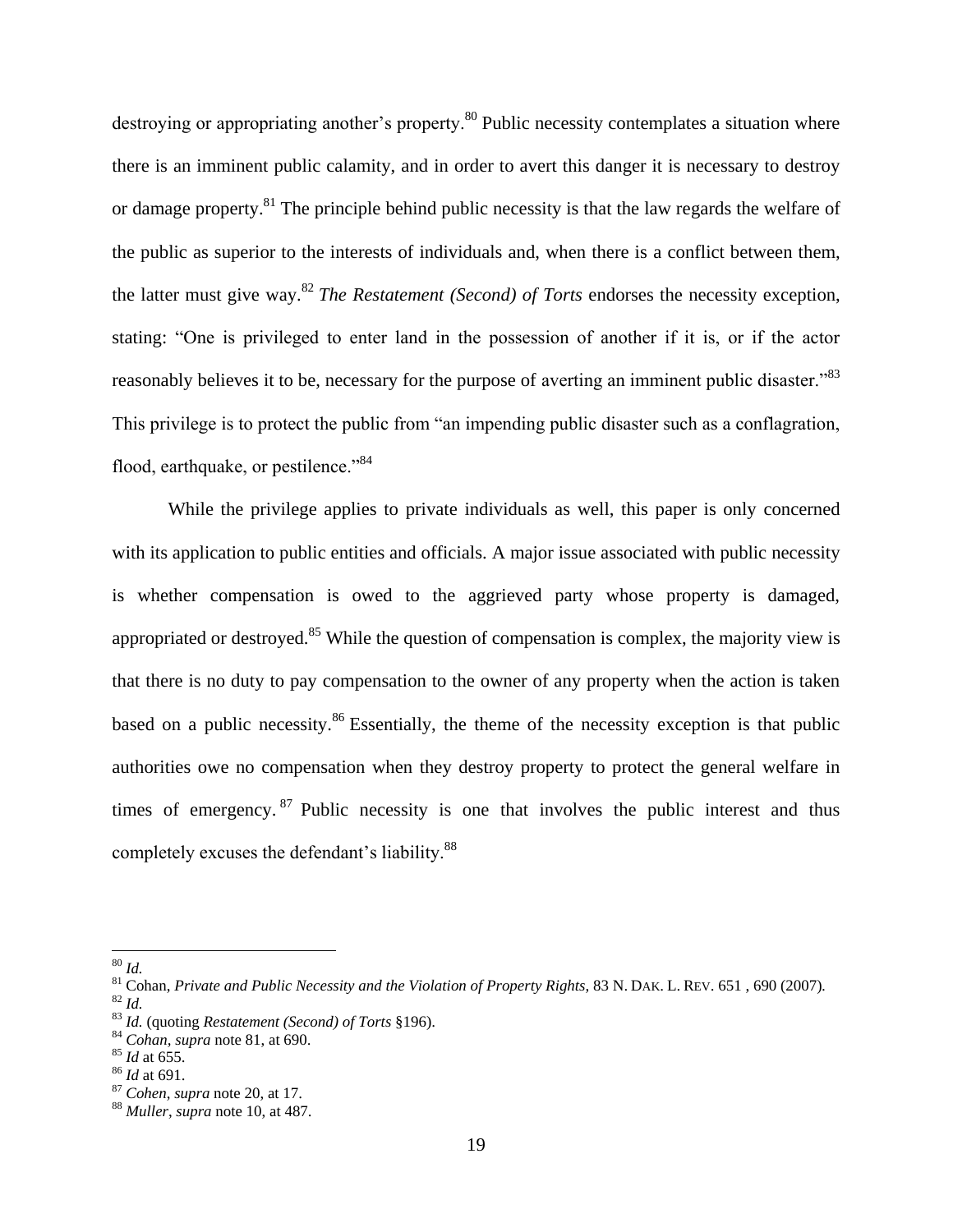destroying or appropriating another's property.[80] Public necessity contemplates a situation where there is an imminent public calamity, and in order to avert this danger it is necessary to destroy or damage property.[81] The principle behind public necessity is that the law regards the welfare of the public as superior to the interests of individuals and, when there is a conflict between them, the latter must give way.[82] *The Restatement (Second) of Torts* endorses the necessity exception, stating: "One is privileged to enter land in the possession of another if it is, or if the actor reasonably believes it to be, necessary for the purpose of averting an imminent public disaster."[83] This privilege is to protect the public from "an impending public disaster such as a conflagration, flood, earthquake, or pestilence."[84]

While the privilege applies to private individuals as well, this paper is only concerned with its application to public entities and officials. A major issue associated with public necessity is whether compensation is owed to the aggrieved party whose property is damaged, appropriated or destroyed.[85] While the question of compensation is complex, the majority view is that there is no duty to pay compensation to the owner of any property when the action is taken based on a public necessity.[86] Essentially, the theme of the necessity exception is that public authorities owe no compensation when they destroy property to protect the general welfare in times of emergency.[87] Public necessity is one that involves the public interest and thus completely excuses the defendant's liability.[88]

---

[80] *Id.*
[81] Cohan, *Private and Public Necessity and the Violation of Property Rights*, 83 N. DAK. L. REV. 651 , 690 (2007).
[82] *Id.*
[83] *Id.* (quoting *Restatement (Second) of Torts* §196).
[84] *Cohan*, *supra* note 81, at 690.
[85] *Id* at 655.
[86] *Id* at 691.
[87] *Cohen*, *supra* note 20, at 17.
[88] *Muller*, *supra* note 10, at 487.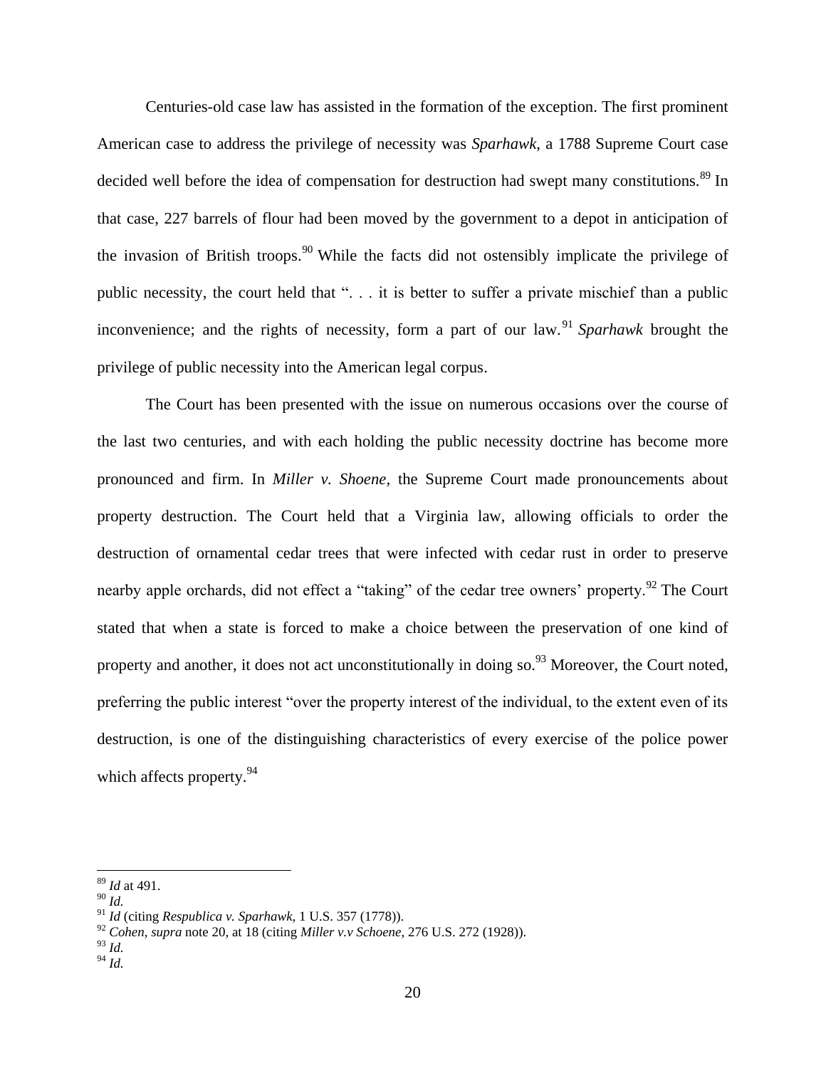Centuries-old case law has assisted in the formation of the exception. The first prominent American case to address the privilege of necessity was *Sparhawk*, a 1788 Supreme Court case decided well before the idea of compensation for destruction had swept many constitutions.[89] In that case, 227 barrels of flour had been moved by the government to a depot in anticipation of the invasion of British troops.[90] While the facts did not ostensibly implicate the privilege of public necessity, the court held that ". . . it is better to suffer a private mischief than a public inconvenience; and the rights of necessity, form a part of our law.[91] *Sparhawk* brought the privilege of public necessity into the American legal corpus.

The Court has been presented with the issue on numerous occasions over the course of the last two centuries, and with each holding the public necessity doctrine has become more pronounced and firm. In *Miller v. Shoene*, the Supreme Court made pronouncements about property destruction. The Court held that a Virginia law, allowing officials to order the destruction of ornamental cedar trees that were infected with cedar rust in order to preserve nearby apple orchards, did not effect a "taking" of the cedar tree owners' property.[92] The Court stated that when a state is forced to make a choice between the preservation of one kind of property and another, it does not act unconstitutionally in doing so.[93] Moreover, the Court noted, preferring the public interest "over the property interest of the individual, to the extent even of its destruction, is one of the distinguishing characteristics of every exercise of the police power which affects property.[94]

---

[89] *Id* at 491.

[90] *Id.*

[91] *Id* (citing *Respublica v. Sparhawk*, 1 U.S. 357 (1778)).

[92] *Cohen*, *supra* note 20, at 18 (citing *Miller v.v Schoene*, 276 U.S. 272 (1928)).

[93] *Id.*

[94] *Id.*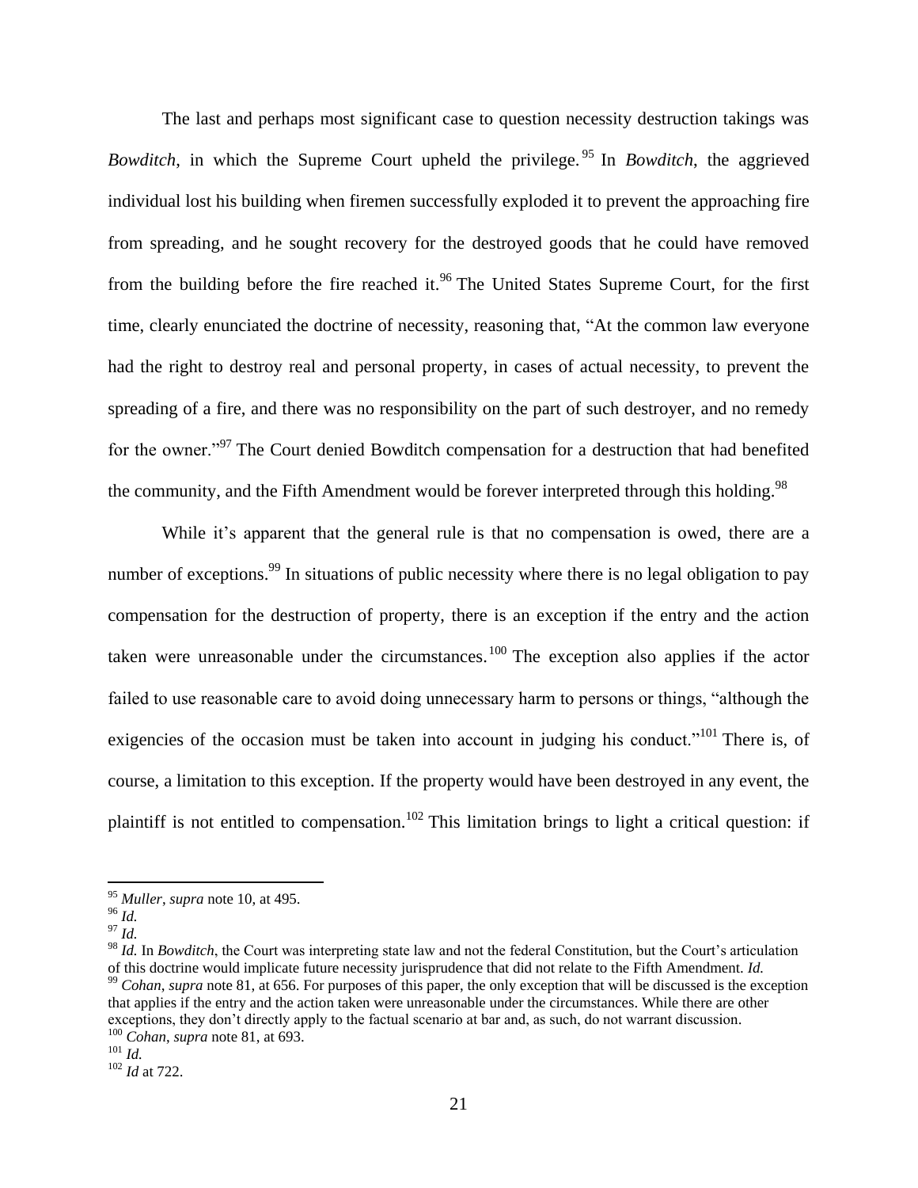The last and perhaps most significant case to question necessity destruction takings was *Bowditch*, in which the Supreme Court upheld the privilege.[95] In *Bowditch*, the aggrieved individual lost his building when firemen successfully exploded it to prevent the approaching fire from spreading, and he sought recovery for the destroyed goods that he could have removed from the building before the fire reached it.[96] The United States Supreme Court, for the first time, clearly enunciated the doctrine of necessity, reasoning that, "At the common law everyone had the right to destroy real and personal property, in cases of actual necessity, to prevent the spreading of a fire, and there was no responsibility on the part of such destroyer, and no remedy for the owner."[97] The Court denied Bowditch compensation for a destruction that had benefited the community, and the Fifth Amendment would be forever interpreted through this holding.[98]

While it's apparent that the general rule is that no compensation is owed, there are a number of exceptions.[99] In situations of public necessity where there is no legal obligation to pay compensation for the destruction of property, there is an exception if the entry and the action taken were unreasonable under the circumstances.[100] The exception also applies if the actor failed to use reasonable care to avoid doing unnecessary harm to persons or things, "although the exigencies of the occasion must be taken into account in judging his conduct."[101] There is, of course, a limitation to this exception. If the property would have been destroyed in any event, the plaintiff is not entitled to compensation.[102] This limitation brings to light a critical question: if

---

[95] *Muller*, *supra* note 10, at 495.
[96] *Id.*
[97] *Id.*
[98] *Id.* In *Bowditch*, the Court was interpreting state law and not the federal Constitution, but the Court's articulation of this doctrine would implicate future necessity jurisprudence that did not relate to the Fifth Amendment. *Id.*
[99] *Cohan*, *supra* note 81, at 656. For purposes of this paper, the only exception that will be discussed is the exception that applies if the entry and the action taken were unreasonable under the circumstances. While there are other exceptions, they don't directly apply to the factual scenario at bar and, as such, do not warrant discussion.
[100] *Cohan*, *supra* note 81, at 693.
[101] *Id.*
[102] *Id* at 722.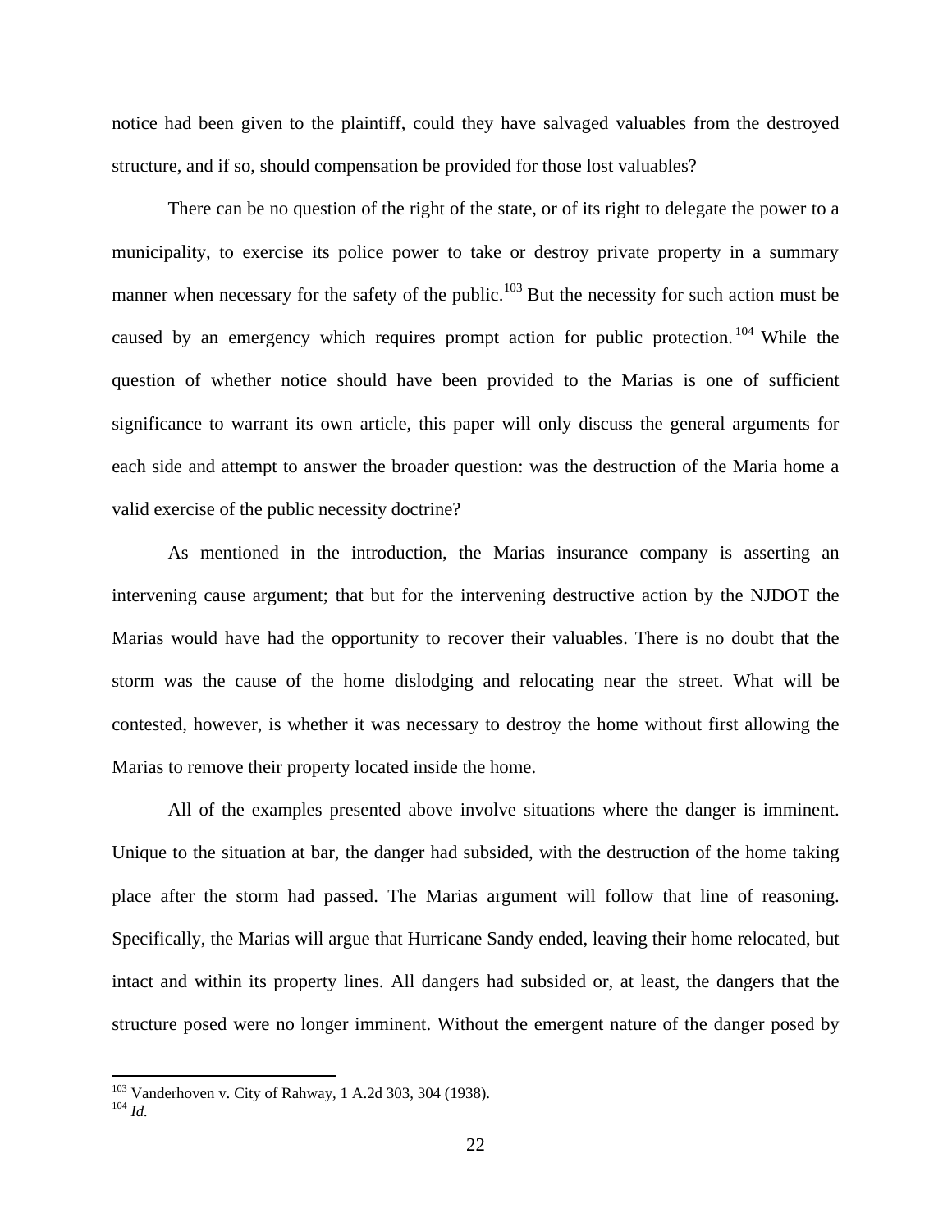notice had been given to the plaintiff, could they have salvaged valuables from the destroyed structure, and if so, should compensation be provided for those lost valuables?

There can be no question of the right of the state, or of its right to delegate the power to a municipality, to exercise its police power to take or destroy private property in a summary manner when necessary for the safety of the public.[103] But the necessity for such action must be caused by an emergency which requires prompt action for public protection.[104] While the question of whether notice should have been provided to the Marias is one of sufficient significance to warrant its own article, this paper will only discuss the general arguments for each side and attempt to answer the broader question: was the destruction of the Maria home a valid exercise of the public necessity doctrine?

As mentioned in the introduction, the Marias insurance company is asserting an intervening cause argument; that but for the intervening destructive action by the NJDOT the Marias would have had the opportunity to recover their valuables. There is no doubt that the storm was the cause of the home dislodging and relocating near the street. What will be contested, however, is whether it was necessary to destroy the home without first allowing the Marias to remove their property located inside the home.

All of the examples presented above involve situations where the danger is imminent. Unique to the situation at bar, the danger had subsided, with the destruction of the home taking place after the storm had passed. The Marias argument will follow that line of reasoning. Specifically, the Marias will argue that Hurricane Sandy ended, leaving their home relocated, but intact and within its property lines. All dangers had subsided or, at least, the dangers that the structure posed were no longer imminent. Without the emergent nature of the danger posed by

---

[103] Vanderhoven v. City of Rahway, 1 A.2d 303, 304 (1938).

[104] *Id.*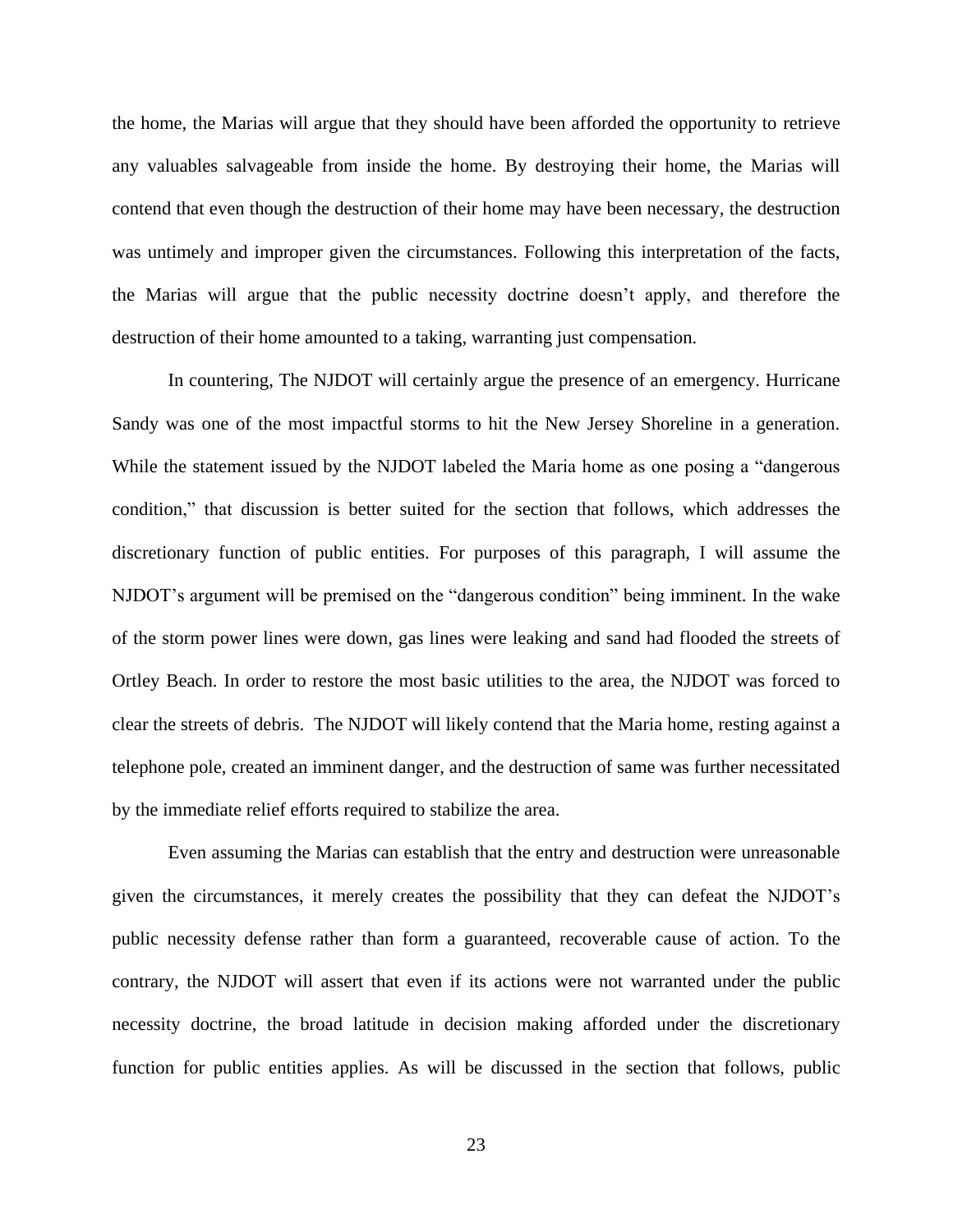the home, the Marias will argue that they should have been afforded the opportunity to retrieve any valuables salvageable from inside the home. By destroying their home, the Marias will contend that even though the destruction of their home may have been necessary, the destruction was untimely and improper given the circumstances. Following this interpretation of the facts, the Marias will argue that the public necessity doctrine doesn't apply, and therefore the destruction of their home amounted to a taking, warranting just compensation.

In countering, The NJDOT will certainly argue the presence of an emergency. Hurricane Sandy was one of the most impactful storms to hit the New Jersey Shoreline in a generation. While the statement issued by the NJDOT labeled the Maria home as one posing a "dangerous condition," that discussion is better suited for the section that follows, which addresses the discretionary function of public entities. For purposes of this paragraph, I will assume the NJDOT's argument will be premised on the "dangerous condition" being imminent. In the wake of the storm power lines were down, gas lines were leaking and sand had flooded the streets of Ortley Beach. In order to restore the most basic utilities to the area, the NJDOT was forced to clear the streets of debris. The NJDOT will likely contend that the Maria home, resting against a telephone pole, created an imminent danger, and the destruction of same was further necessitated by the immediate relief efforts required to stabilize the area.

Even assuming the Marias can establish that the entry and destruction were unreasonable given the circumstances, it merely creates the possibility that they can defeat the NJDOT's public necessity defense rather than form a guaranteed, recoverable cause of action. To the contrary, the NJDOT will assert that even if its actions were not warranted under the public necessity doctrine, the broad latitude in decision making afforded under the discretionary function for public entities applies. As will be discussed in the section that follows, public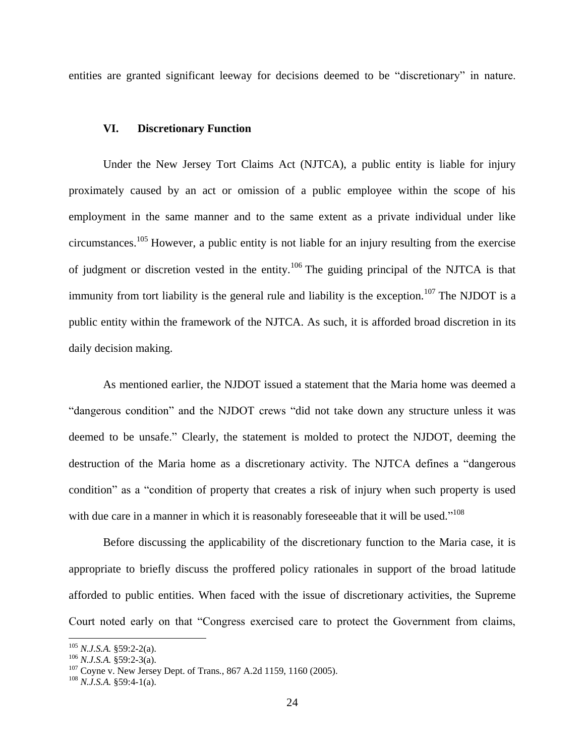entities are granted significant leeway for decisions deemed to be "discretionary" in nature.

### VI. Discretionary Function

Under the New Jersey Tort Claims Act (NJTCA), a public entity is liable for injury proximately caused by an act or omission of a public employee within the scope of his employment in the same manner and to the same extent as a private individual under like circumstances.[105] However, a public entity is not liable for an injury resulting from the exercise of judgment or discretion vested in the entity.[106] The guiding principal of the NJTCA is that immunity from tort liability is the general rule and liability is the exception.[107] The NJDOT is a public entity within the framework of the NJTCA. As such, it is afforded broad discretion in its daily decision making.

As mentioned earlier, the NJDOT issued a statement that the Maria home was deemed a "dangerous condition" and the NJDOT crews "did not take down any structure unless it was deemed to be unsafe." Clearly, the statement is molded to protect the NJDOT, deeming the destruction of the Maria home as a discretionary activity. The NJTCA defines a "dangerous condition" as a "condition of property that creates a risk of injury when such property is used with due care in a manner in which it is reasonably foreseeable that it will be used."[108]

Before discussing the applicability of the discretionary function to the Maria case, it is appropriate to briefly discuss the proffered policy rationales in support of the broad latitude afforded to public entities. When faced with the issue of discretionary activities, the Supreme Court noted early on that "Congress exercised care to protect the Government from claims,

---

[105] *N.J.S.A.* §59:2-2(a).

[106] *N.J.S.A.* §59:2-3(a).

[107] Coyne v. New Jersey Dept. of Trans., 867 A.2d 1159, 1160 (2005).

[108] *N.J.S.A.* §59:4-1(a).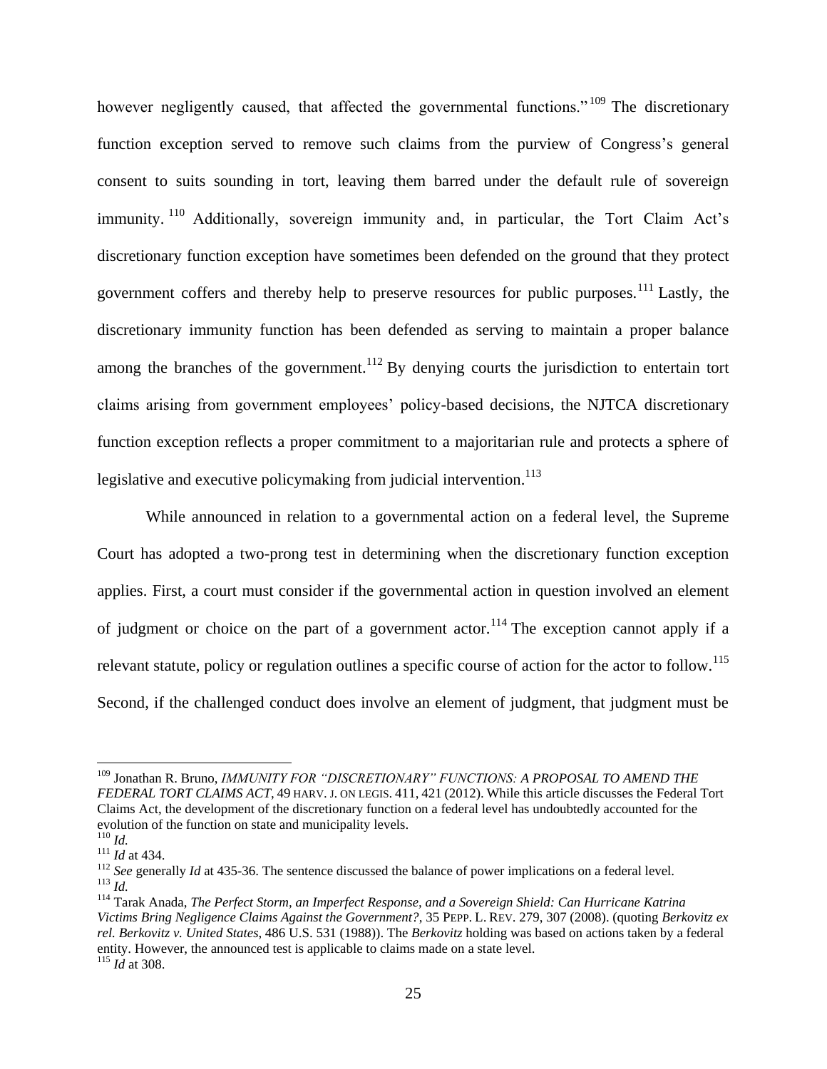however negligently caused, that affected the governmental functions."[109] The discretionary function exception served to remove such claims from the purview of Congress's general consent to suits sounding in tort, leaving them barred under the default rule of sovereign immunity.[110] Additionally, sovereign immunity and, in particular, the Tort Claim Act's discretionary function exception have sometimes been defended on the ground that they protect government coffers and thereby help to preserve resources for public purposes.[111] Lastly, the discretionary immunity function has been defended as serving to maintain a proper balance among the branches of the government.[112] By denying courts the jurisdiction to entertain tort claims arising from government employees' policy-based decisions, the NJTCA discretionary function exception reflects a proper commitment to a majoritarian rule and protects a sphere of legislative and executive policymaking from judicial intervention.[113]

While announced in relation to a governmental action on a federal level, the Supreme Court has adopted a two-prong test in determining when the discretionary function exception applies. First, a court must consider if the governmental action in question involved an element of judgment or choice on the part of a government actor.[114] The exception cannot apply if a relevant statute, policy or regulation outlines a specific course of action for the actor to follow.[115] Second, if the challenged conduct does involve an element of judgment, that judgment must be

---

[109] Jonathan R. Bruno, *IMMUNITY FOR "DISCRETIONARY" FUNCTIONS: A PROPOSAL TO AMEND THE FEDERAL TORT CLAIMS ACT*, 49 HARV. J. ON LEGIS. 411, 421 (2012). While this article discusses the Federal Tort Claims Act, the development of the discretionary function on a federal level has undoubtedly accounted for the evolution of the function on state and municipality levels.

[110] *Id.*

[111] *Id* at 434.

[112] *See* generally *Id* at 435-36. The sentence discussed the balance of power implications on a federal level.

[113] *Id.*

[114] Tarak Anada, *The Perfect Storm, an Imperfect Response, and a Sovereign Shield: Can Hurricane Katrina Victims Bring Negligence Claims Against the Government?*, 35 PEPP. L. REV. 279, 307 (2008). (quoting *Berkovitz ex rel. Berkovitz v. United States*, 486 U.S. 531 (1988)). The *Berkovitz* holding was based on actions taken by a federal entity. However, the announced test is applicable to claims made on a state level.

[115] *Id* at 308.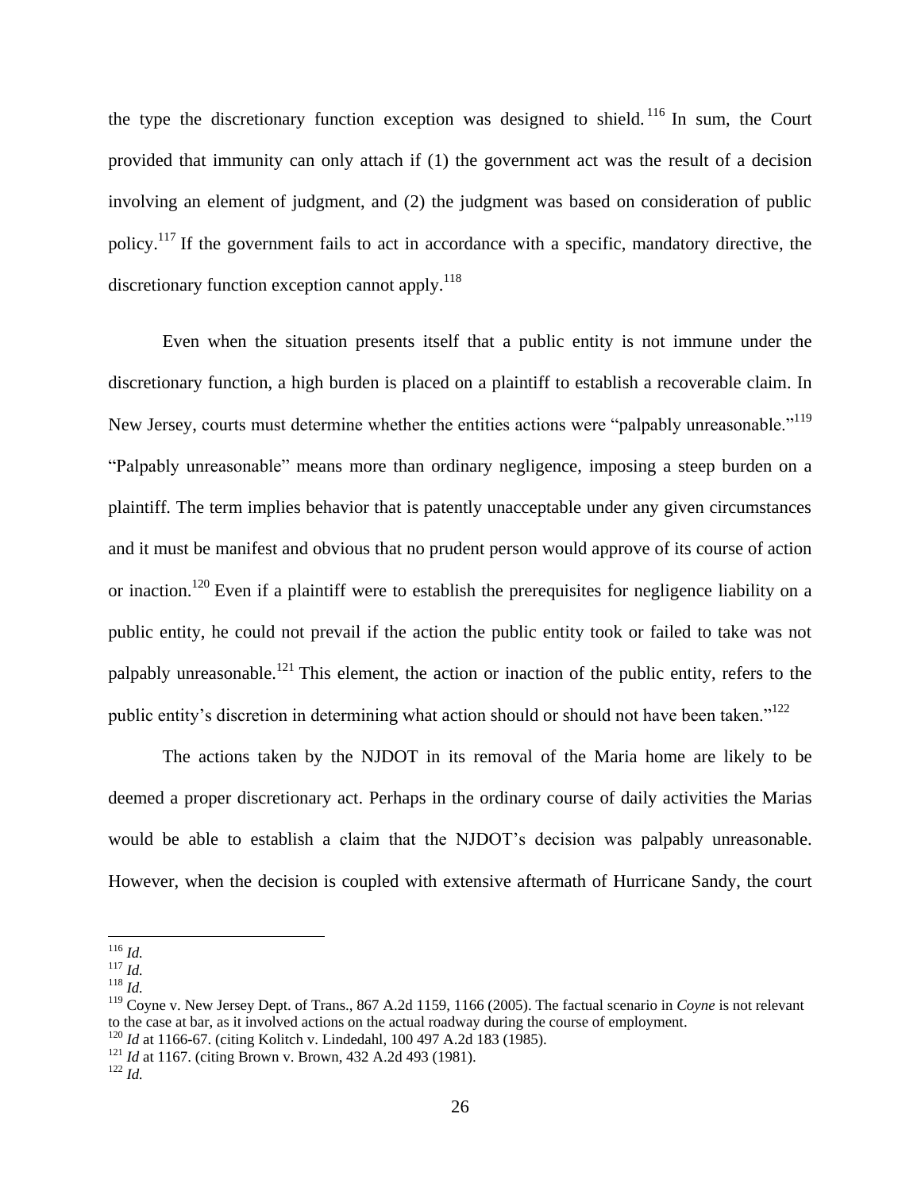the type the discretionary function exception was designed to shield.[116] In sum, the Court provided that immunity can only attach if (1) the government act was the result of a decision involving an element of judgment, and (2) the judgment was based on consideration of public policy.[117] If the government fails to act in accordance with a specific, mandatory directive, the discretionary function exception cannot apply.[118]

Even when the situation presents itself that a public entity is not immune under the discretionary function, a high burden is placed on a plaintiff to establish a recoverable claim. In New Jersey, courts must determine whether the entities actions were "palpably unreasonable."[119] "Palpably unreasonable" means more than ordinary negligence, imposing a steep burden on a plaintiff. The term implies behavior that is patently unacceptable under any given circumstances and it must be manifest and obvious that no prudent person would approve of its course of action or inaction.[120] Even if a plaintiff were to establish the prerequisites for negligence liability on a public entity, he could not prevail if the action the public entity took or failed to take was not palpably unreasonable.[121] This element, the action or inaction of the public entity, refers to the public entity's discretion in determining what action should or should not have been taken."[122]

The actions taken by the NJDOT in its removal of the Maria home are likely to be deemed a proper discretionary act. Perhaps in the ordinary course of daily activities the Marias would be able to establish a claim that the NJDOT's decision was palpably unreasonable. However, when the decision is coupled with extensive aftermath of Hurricane Sandy, the court

---

[116] *Id.*

[117] *Id.*

[118] *Id.*

[119] Coyne v. New Jersey Dept. of Trans., 867 A.2d 1159, 1166 (2005). The factual scenario in *Coyne* is not relevant to the case at bar, as it involved actions on the actual roadway during the course of employment.

[120] *Id* at 1166-67. (citing Kolitch v. Lindedahl, 100 497 A.2d 183 (1985).

[121] *Id* at 1167. (citing Brown v. Brown, 432 A.2d 493 (1981).

[122] *Id.*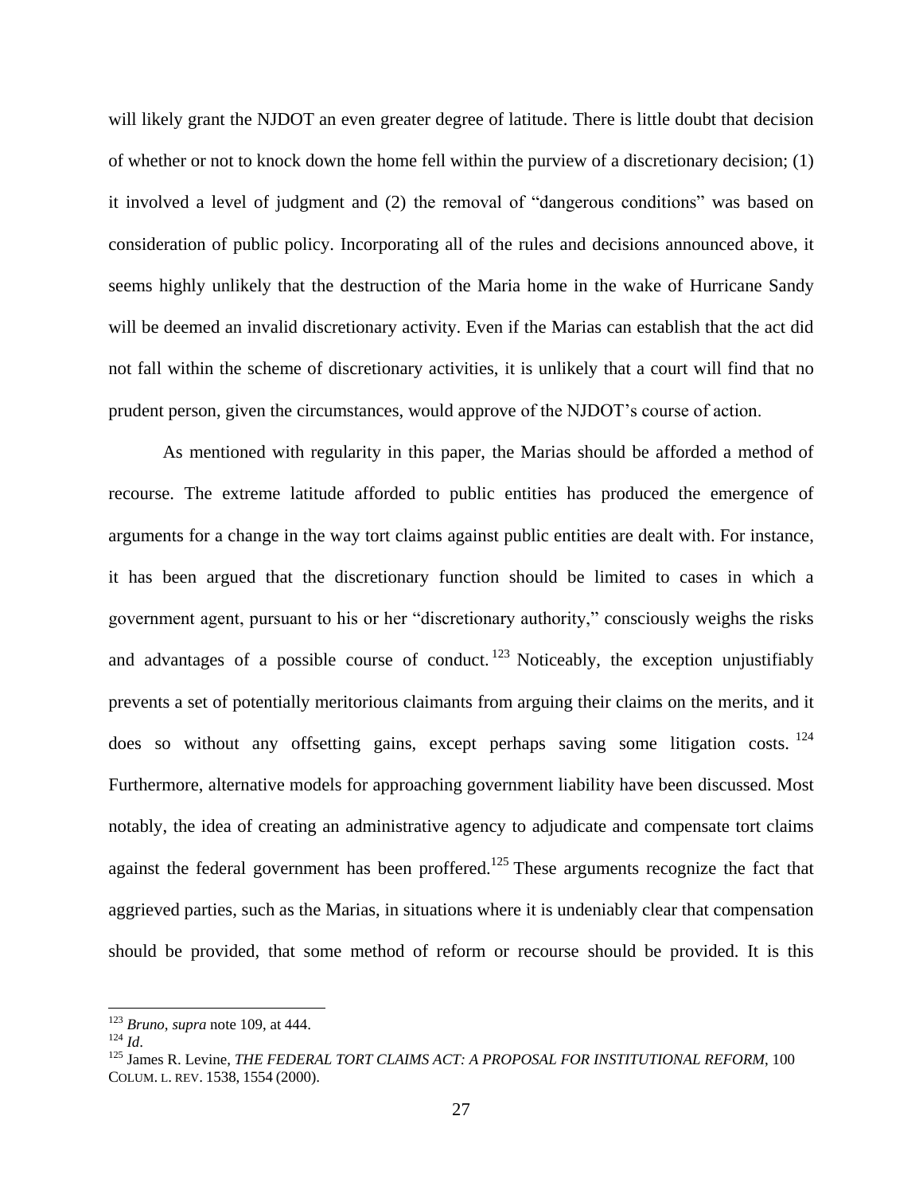will likely grant the NJDOT an even greater degree of latitude. There is little doubt that decision of whether or not to knock down the home fell within the purview of a discretionary decision; (1) it involved a level of judgment and (2) the removal of "dangerous conditions" was based on consideration of public policy. Incorporating all of the rules and decisions announced above, it seems highly unlikely that the destruction of the Maria home in the wake of Hurricane Sandy will be deemed an invalid discretionary activity. Even if the Marias can establish that the act did not fall within the scheme of discretionary activities, it is unlikely that a court will find that no prudent person, given the circumstances, would approve of the NJDOT's course of action.

As mentioned with regularity in this paper, the Marias should be afforded a method of recourse. The extreme latitude afforded to public entities has produced the emergence of arguments for a change in the way tort claims against public entities are dealt with. For instance, it has been argued that the discretionary function should be limited to cases in which a government agent, pursuant to his or her "discretionary authority," consciously weighs the risks and advantages of a possible course of conduct.[123] Noticeably, the exception unjustifiably prevents a set of potentially meritorious claimants from arguing their claims on the merits, and it does so without any offsetting gains, except perhaps saving some litigation costs.[124] Furthermore, alternative models for approaching government liability have been discussed. Most notably, the idea of creating an administrative agency to adjudicate and compensate tort claims against the federal government has been proffered.[125] These arguments recognize the fact that aggrieved parties, such as the Marias, in situations where it is undeniably clear that compensation should be provided, that some method of reform or recourse should be provided. It is this

---

[123] *Bruno*, *supra* note 109, at 444.

[124] *Id*.

[125] James R. Levine, *THE FEDERAL TORT CLAIMS ACT: A PROPOSAL FOR INSTITUTIONAL REFORM*, 100 COLUM. L. REV. 1538, 1554 (2000).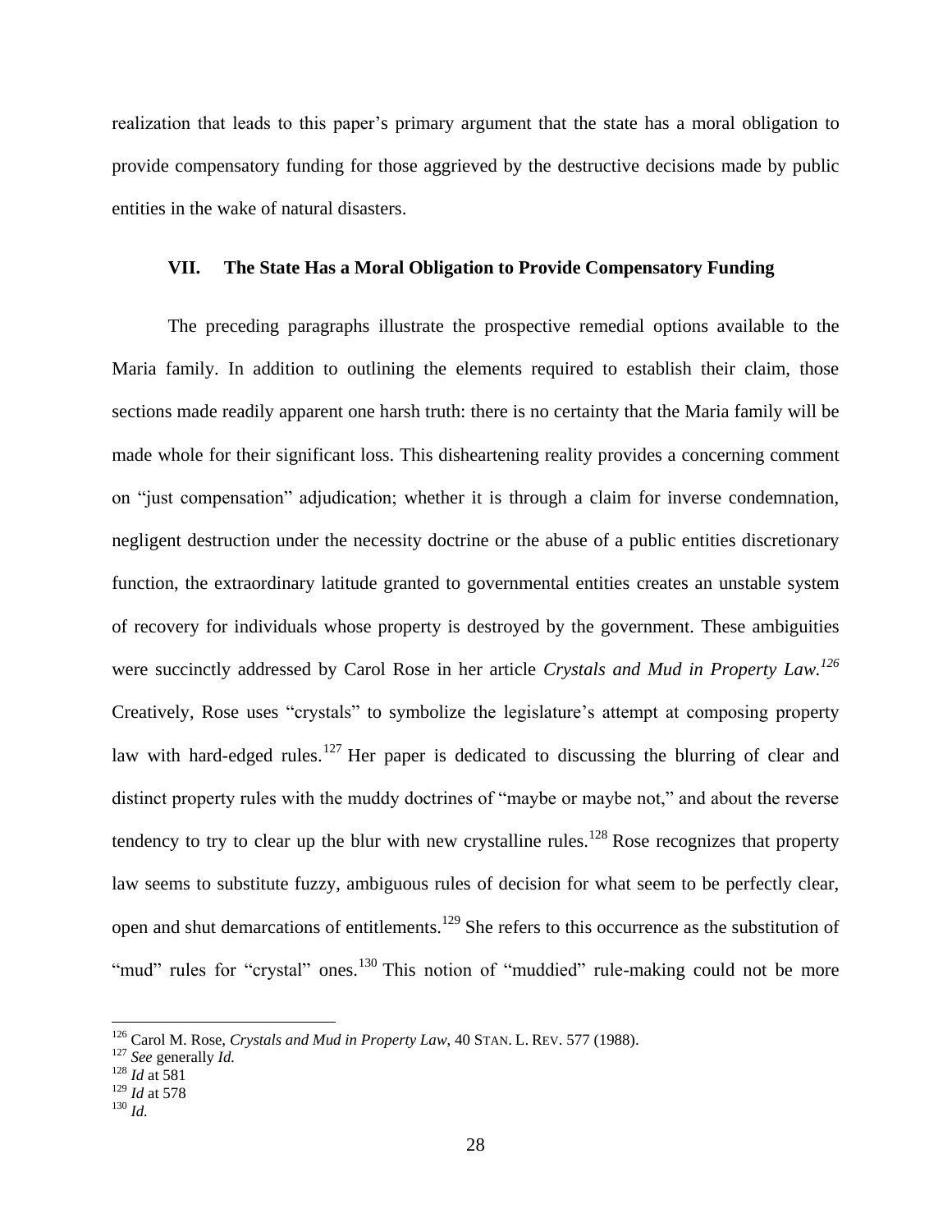realization that leads to this paper's primary argument that the state has a moral obligation to provide compensatory funding for those aggrieved by the destructive decisions made by public entities in the wake of natural disasters.

## VII. The State Has a Moral Obligation to Provide Compensatory Funding

The preceding paragraphs illustrate the prospective remedial options available to the Maria family. In addition to outlining the elements required to establish their claim, those sections made readily apparent one harsh truth: there is no certainty that the Maria family will be made whole for their significant loss. This disheartening reality provides a concerning comment on "just compensation" adjudication; whether it is through a claim for inverse condemnation, negligent destruction under the necessity doctrine or the abuse of a public entities discretionary function, the extraordinary latitude granted to governmental entities creates an unstable system of recovery for individuals whose property is destroyed by the government. These ambiguities were succinctly addressed by Carol Rose in her article *Crystals and Mud in Property Law.*[126] Creatively, Rose uses "crystals" to symbolize the legislature's attempt at composing property law with hard-edged rules.[127] Her paper is dedicated to discussing the blurring of clear and distinct property rules with the muddy doctrines of "maybe or maybe not," and about the reverse tendency to try to clear up the blur with new crystalline rules.[128] Rose recognizes that property law seems to substitute fuzzy, ambiguous rules of decision for what seem to be perfectly clear, open and shut demarcations of entitlements.[129] She refers to this occurrence as the substitution of "mud" rules for "crystal" ones.[130] This notion of "muddied" rule-making could not be more

---

[126] Carol M. Rose, *Crystals and Mud in Property Law*, 40 STAN. L. REV. 577 (1988).
[127] *See* generally *Id.*
[128] *Id* at 581
[129] *Id* at 578
[130] *Id.*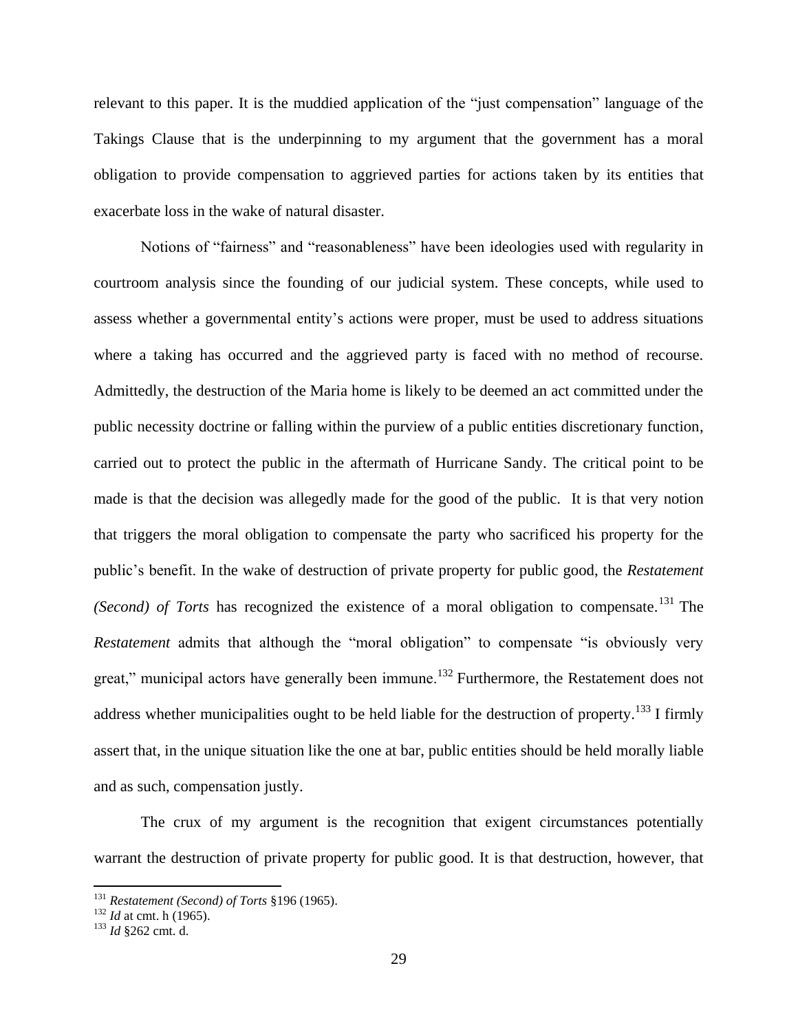relevant to this paper. It is the muddied application of the "just compensation" language of the Takings Clause that is the underpinning to my argument that the government has a moral obligation to provide compensation to aggrieved parties for actions taken by its entities that exacerbate loss in the wake of natural disaster.

Notions of "fairness" and "reasonableness" have been ideologies used with regularity in courtroom analysis since the founding of our judicial system. These concepts, while used to assess whether a governmental entity's actions were proper, must be used to address situations where a taking has occurred and the aggrieved party is faced with no method of recourse. Admittedly, the destruction of the Maria home is likely to be deemed an act committed under the public necessity doctrine or falling within the purview of a public entities discretionary function, carried out to protect the public in the aftermath of Hurricane Sandy. The critical point to be made is that the decision was allegedly made for the good of the public. It is that very notion that triggers the moral obligation to compensate the party who sacrificed his property for the public's benefit. In the wake of destruction of private property for public good, the *Restatement (Second) of Torts* has recognized the existence of a moral obligation to compensate.[131] The *Restatement* admits that although the "moral obligation" to compensate "is obviously very great," municipal actors have generally been immune.[132] Furthermore, the Restatement does not address whether municipalities ought to be held liable for the destruction of property.[133] I firmly assert that, in the unique situation like the one at bar, public entities should be held morally liable and as such, compensation justly.

The crux of my argument is the recognition that exigent circumstances potentially warrant the destruction of private property for public good. It is that destruction, however, that

---

[131] *Restatement (Second) of Torts* §196 (1965).

[132] *Id* at cmt. h (1965).

[133] *Id* §262 cmt. d.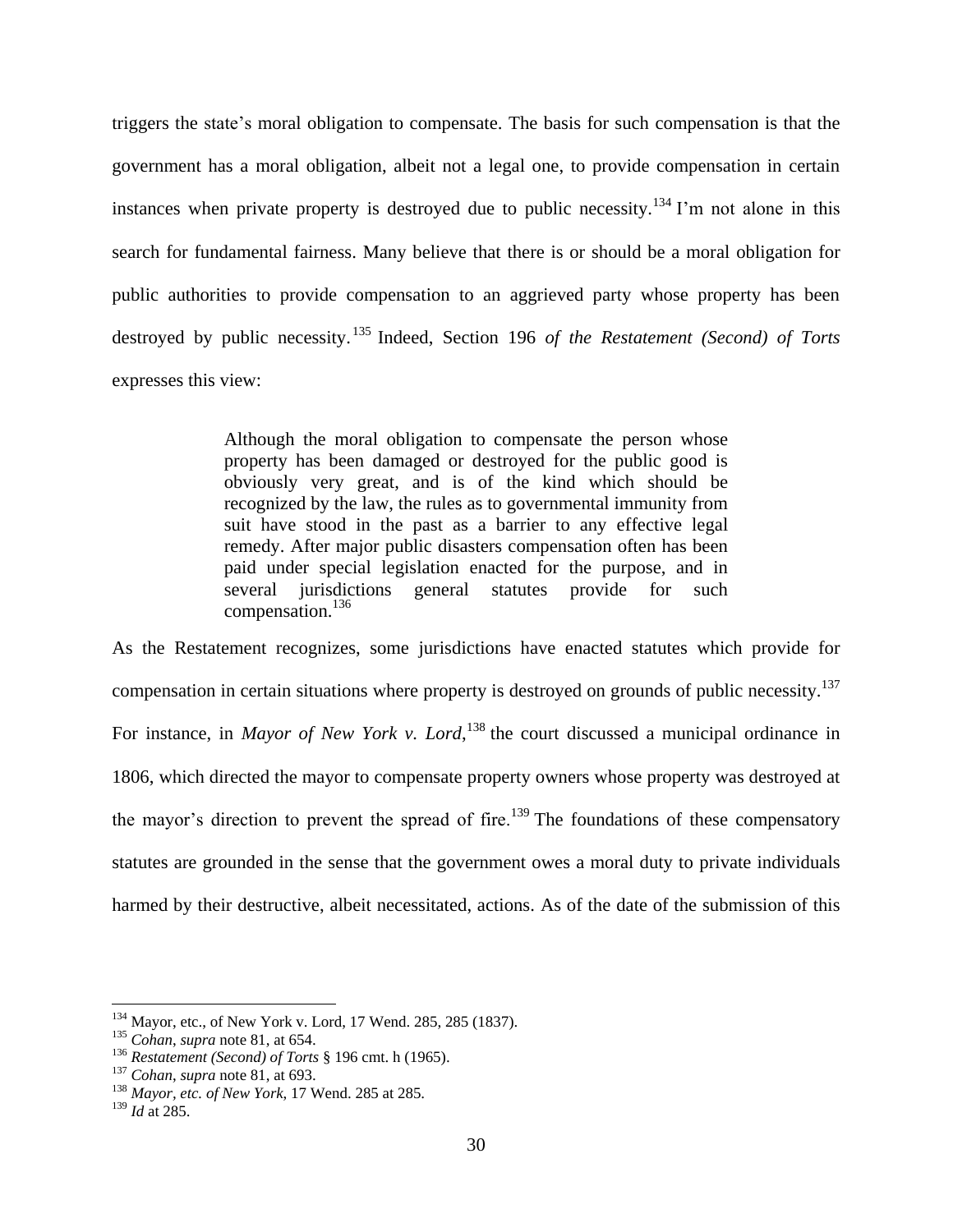triggers the state's moral obligation to compensate. The basis for such compensation is that the government has a moral obligation, albeit not a legal one, to provide compensation in certain instances when private property is destroyed due to public necessity.[134] I'm not alone in this search for fundamental fairness. Many believe that there is or should be a moral obligation for public authorities to provide compensation to an aggrieved party whose property has been destroyed by public necessity.[135] Indeed, Section 196 *of the Restatement (Second) of Torts* expresses this view:

> Although the moral obligation to compensate the person whose property has been damaged or destroyed for the public good is obviously very great, and is of the kind which should be recognized by the law, the rules as to governmental immunity from suit have stood in the past as a barrier to any effective legal remedy. After major public disasters compensation often has been paid under special legislation enacted for the purpose, and in several jurisdictions general statutes provide for such compensation.[136]

As the Restatement recognizes, some jurisdictions have enacted statutes which provide for compensation in certain situations where property is destroyed on grounds of public necessity.[137] For instance, in *Mayor of New York v. Lord*,[138] the court discussed a municipal ordinance in 1806, which directed the mayor to compensate property owners whose property was destroyed at the mayor's direction to prevent the spread of fire.[139] The foundations of these compensatory statutes are grounded in the sense that the government owes a moral duty to private individuals harmed by their destructive, albeit necessitated, actions. As of the date of the submission of this

---

[134] Mayor, etc., of New York v. Lord, 17 Wend. 285, 285 (1837).
[135] *Cohan*, *supra* note 81, at 654.
[136] *Restatement (Second) of Torts* § 196 cmt. h (1965).
[137] *Cohan*, *supra* note 81, at 693.
[138] *Mayor, etc. of New York*, 17 Wend. 285 at 285.
[139] *Id* at 285.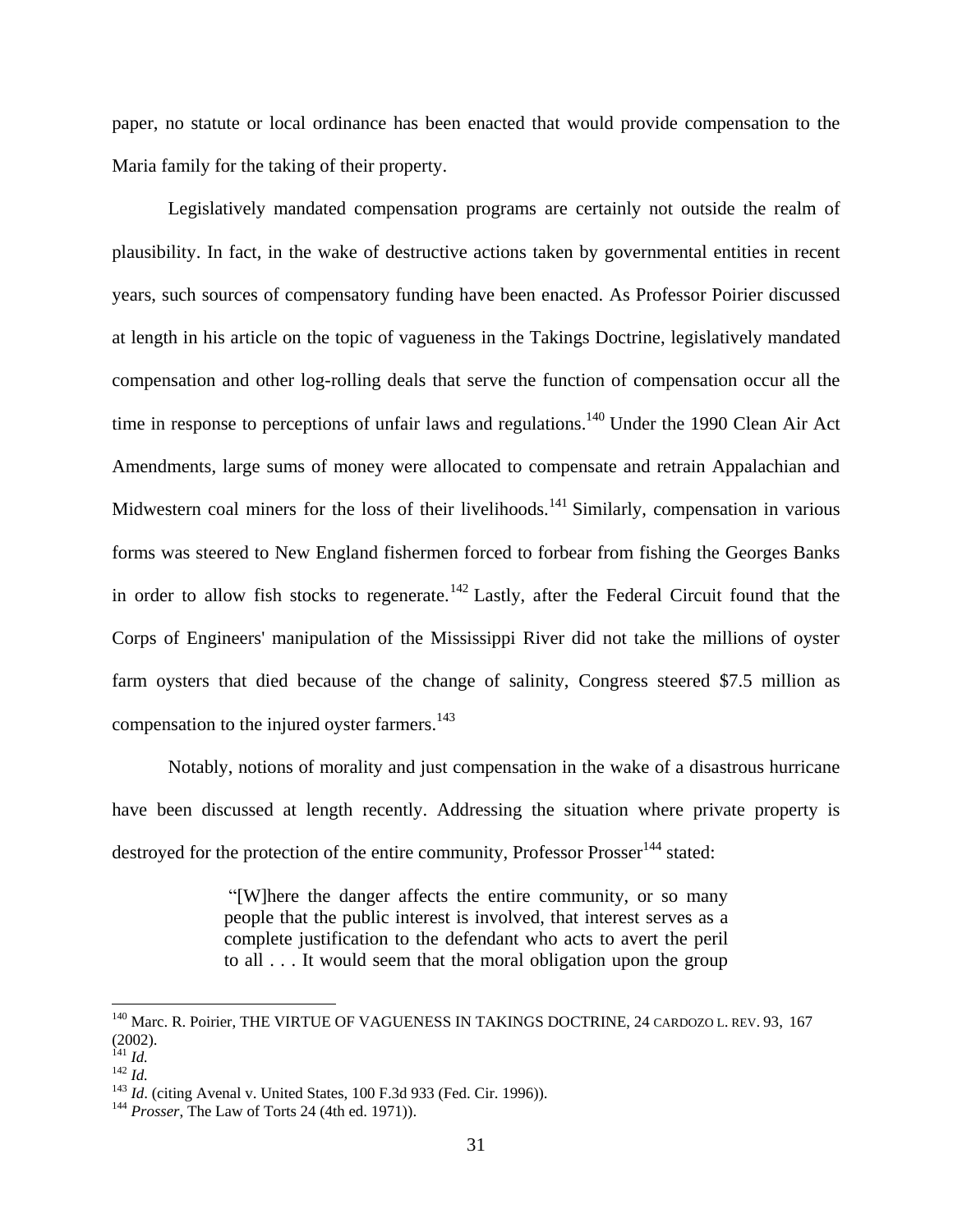paper, no statute or local ordinance has been enacted that would provide compensation to the Maria family for the taking of their property.

Legislatively mandated compensation programs are certainly not outside the realm of plausibility. In fact, in the wake of destructive actions taken by governmental entities in recent years, such sources of compensatory funding have been enacted. As Professor Poirier discussed at length in his article on the topic of vagueness in the Takings Doctrine, legislatively mandated compensation and other log-rolling deals that serve the function of compensation occur all the time in response to perceptions of unfair laws and regulations.[140] Under the 1990 Clean Air Act Amendments, large sums of money were allocated to compensate and retrain Appalachian and Midwestern coal miners for the loss of their livelihoods.[141] Similarly, compensation in various forms was steered to New England fishermen forced to forbear from fishing the Georges Banks in order to allow fish stocks to regenerate.[142] Lastly, after the Federal Circuit found that the Corps of Engineers' manipulation of the Mississippi River did not take the millions of oyster farm oysters that died because of the change of salinity, Congress steered $7.5 million as compensation to the injured oyster farmers.[143]

Notably, notions of morality and just compensation in the wake of a disastrous hurricane have been discussed at length recently. Addressing the situation where private property is destroyed for the protection of the entire community, Professor Prosser[144] stated:

> "[W]here the danger affects the entire community, or so many people that the public interest is involved, that interest serves as a complete justification to the defendant who acts to avert the peril to all . . . It would seem that the moral obligation upon the group

---

[140] Marc. R. Poirier, THE VIRTUE OF VAGUENESS IN TAKINGS DOCTRINE, 24 CARDOZO L. REV. 93, 167 (2002).
[141] *Id.*
[142] *Id.*
[143] *Id*. (citing Avenal v. United States, 100 F.3d 933 (Fed. Cir. 1996)).
[144] *Prosser*, The Law of Torts 24 (4th ed. 1971)).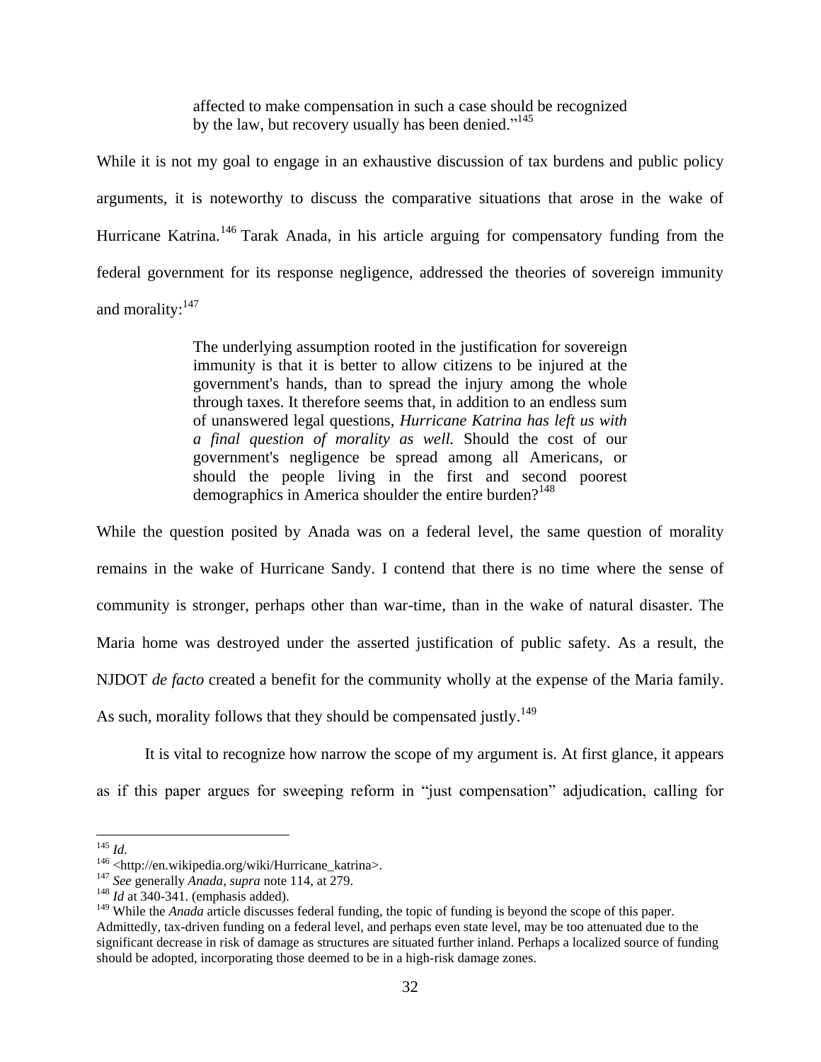> affected to make compensation in such a case should be recognized by the law, but recovery usually has been denied."[145]

While it is not my goal to engage in an exhaustive discussion of tax burdens and public policy arguments, it is noteworthy to discuss the comparative situations that arose in the wake of Hurricane Katrina.[146] Tarak Anada, in his article arguing for compensatory funding from the federal government for its response negligence, addressed the theories of sovereign immunity and morality:[147]

> The underlying assumption rooted in the justification for sovereign immunity is that it is better to allow citizens to be injured at the government's hands, than to spread the injury among the whole through taxes. It therefore seems that, in addition to an endless sum of unanswered legal questions, *Hurricane Katrina has left us with a final question of morality as well.* Should the cost of our government's negligence be spread among all Americans, or should the people living in the first and second poorest demographics in America shoulder the entire burden?[148]

While the question posited by Anada was on a federal level, the same question of morality remains in the wake of Hurricane Sandy. I contend that there is no time where the sense of community is stronger, perhaps other than war-time, than in the wake of natural disaster. The Maria home was destroyed under the asserted justification of public safety. As a result, the NJDOT *de facto* created a benefit for the community wholly at the expense of the Maria family. As such, morality follows that they should be compensated justly.[149]

It is vital to recognize how narrow the scope of my argument is. At first glance, it appears as if this paper argues for sweeping reform in "just compensation" adjudication, calling for

---

[145] *Id.*

[146] <http://en.wikipedia.org/wiki/Hurricane_katrina>.

[147] *See* generally *Anada*, *supra* note 114, at 279.

[148] *Id* at 340-341. (emphasis added).

[149] While the *Anada* article discusses federal funding, the topic of funding is beyond the scope of this paper. Admittedly, tax-driven funding on a federal level, and perhaps even state level, may be too attenuated due to the significant decrease in risk of damage as structures are situated further inland. Perhaps a localized source of funding should be adopted, incorporating those deemed to be in a high-risk damage zones.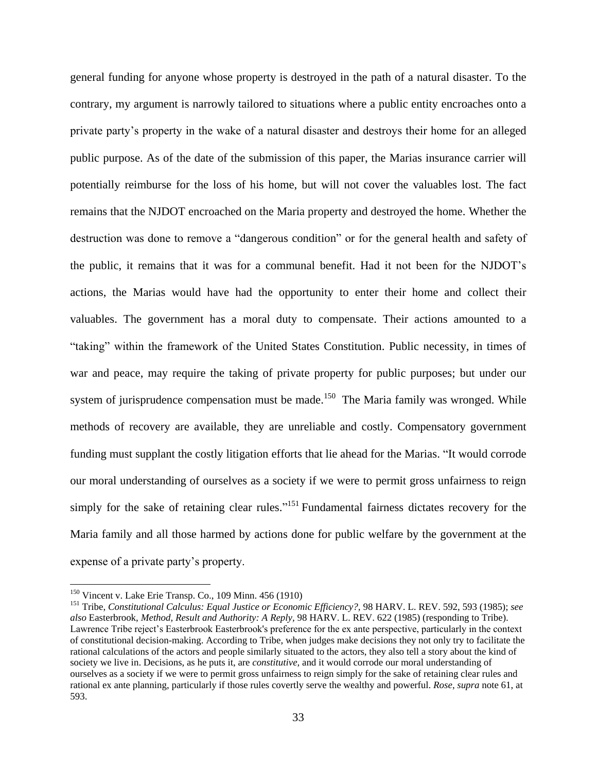general funding for anyone whose property is destroyed in the path of a natural disaster. To the contrary, my argument is narrowly tailored to situations where a public entity encroaches onto a private party's property in the wake of a natural disaster and destroys their home for an alleged public purpose. As of the date of the submission of this paper, the Marias insurance carrier will potentially reimburse for the loss of his home, but will not cover the valuables lost. The fact remains that the NJDOT encroached on the Maria property and destroyed the home. Whether the destruction was done to remove a "dangerous condition" or for the general health and safety of the public, it remains that it was for a communal benefit. Had it not been for the NJDOT's actions, the Marias would have had the opportunity to enter their home and collect their valuables. The government has a moral duty to compensate. Their actions amounted to a "taking" within the framework of the United States Constitution. Public necessity, in times of war and peace, may require the taking of private property for public purposes; but under our system of jurisprudence compensation must be made.[150] The Maria family was wronged. While methods of recovery are available, they are unreliable and costly. Compensatory government funding must supplant the costly litigation efforts that lie ahead for the Marias. "It would corrode our moral understanding of ourselves as a society if we were to permit gross unfairness to reign simply for the sake of retaining clear rules."[151] Fundamental fairness dictates recovery for the Maria family and all those harmed by actions done for public welfare by the government at the expense of a private party's property.

---

[150] Vincent v. Lake Erie Transp. Co., 109 Minn. 456 (1910)

[151] Tribe, *Constitutional Calculus: Equal Justice or Economic Efficiency?*, 98 HARV. L. REV. 592, 593 (1985); *see also* Easterbrook, *Method, Result and Authority: A Reply*, 98 HARV. L. REV. 622 (1985) (responding to Tribe). Lawrence Tribe reject's Easterbrook Easterbrook's preference for the ex ante perspective, particularly in the context of constitutional decision-making. According to Tribe, when judges make decisions they not only try to facilitate the rational calculations of the actors and people similarly situated to the actors, they also tell a story about the kind of society we live in. Decisions, as he puts it, are *constitutive*, and it would corrode our moral understanding of ourselves as a society if we were to permit gross unfairness to reign simply for the sake of retaining clear rules and rational ex ante planning, particularly if those rules covertly serve the wealthy and powerful. *Rose*, *supra* note 61, at 593.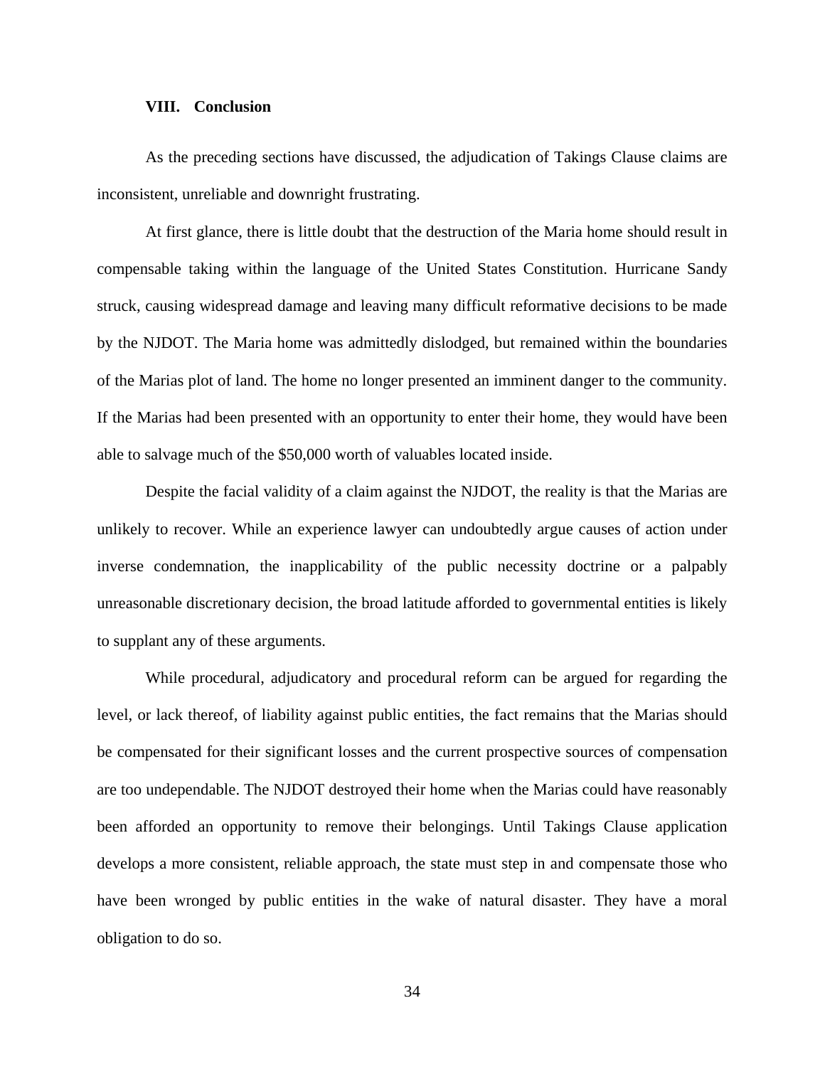## VIII. Conclusion

As the preceding sections have discussed, the adjudication of Takings Clause claims are inconsistent, unreliable and downright frustrating.

At first glance, there is little doubt that the destruction of the Maria home should result in compensable taking within the language of the United States Constitution. Hurricane Sandy struck, causing widespread damage and leaving many difficult reformative decisions to be made by the NJDOT. The Maria home was admittedly dislodged, but remained within the boundaries of the Marias plot of land. The home no longer presented an imminent danger to the community. If the Marias had been presented with an opportunity to enter their home, they would have been able to salvage much of the $50,000 worth of valuables located inside.

Despite the facial validity of a claim against the NJDOT, the reality is that the Marias are unlikely to recover. While an experience lawyer can undoubtedly argue causes of action under inverse condemnation, the inapplicability of the public necessity doctrine or a palpably unreasonable discretionary decision, the broad latitude afforded to governmental entities is likely to supplant any of these arguments.

While procedural, adjudicatory and procedural reform can be argued for regarding the level, or lack thereof, of liability against public entities, the fact remains that the Marias should be compensated for their significant losses and the current prospective sources of compensation are too undependable. The NJDOT destroyed their home when the Marias could have reasonably been afforded an opportunity to remove their belongings. Until Takings Clause application develops a more consistent, reliable approach, the state must step in and compensate those who have been wronged by public entities in the wake of natural disaster. They have a moral obligation to do so.